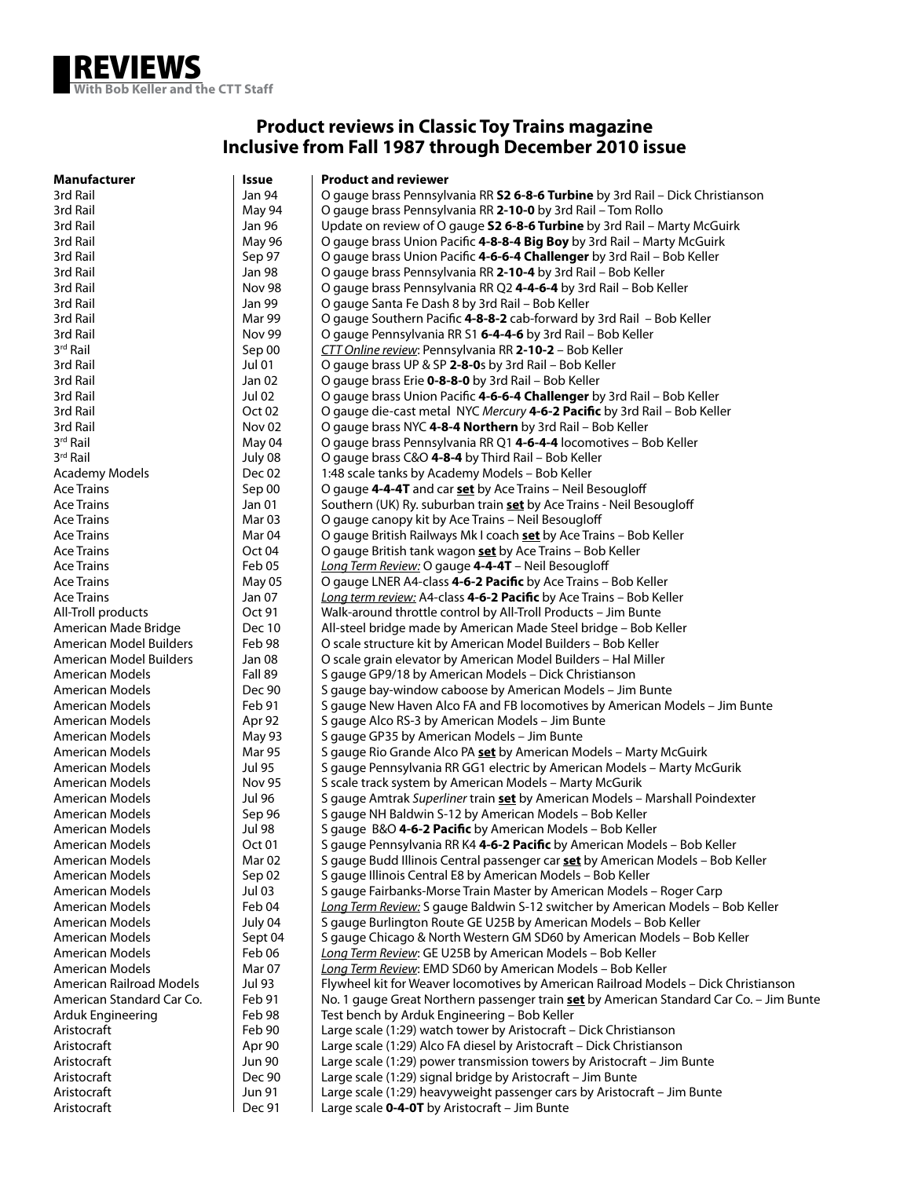# REVIEWS

**With Bob Keller and the CTT Staff**

## Product reviews in Classic Toy Trains magazine
## Inclusive from Fall 1987 through December 2010 issue

| Manufacturer | Issue | Product and reviewer |
|---|---|---|
| 3rd Rail | Jan 94 | O gauge brass Pennsylvania RR **S2 6-8-6 Turbine** by 3rd Rail – Dick Christianson |
| 3rd Rail | May 94 | O gauge brass Pennsylvania RR **2-10-0** by 3rd Rail – Tom Rollo |
| 3rd Rail | Jan 96 | Update on review of O gauge **S2 6-8-6 Turbine** by 3rd Rail – Marty McGuirk |
| 3rd Rail | May 96 | O gauge brass Union Pacific **4-8-8-4 Big Boy** by 3rd Rail – Marty McGuirk |
| 3rd Rail | Sep 97 | O gauge brass Union Pacific **4-6-6-4 Challenger** by 3rd Rail – Bob Keller |
| 3rd Rail | Jan 98 | O gauge brass Pennsylvania RR **2-10-4** by 3rd Rail – Bob Keller |
| 3rd Rail | Nov 98 | O gauge brass Pennsylvania RR Q2 **4-4-6-4** by 3rd Rail – Bob Keller |
| 3rd Rail | Jan 99 | O gauge Santa Fe Dash 8 by 3rd Rail – Bob Keller |
| 3rd Rail | Mar 99 | O gauge Southern Pacific **4-8-8-2** cab-forward by 3rd Rail – Bob Keller |
| 3rd Rail | Nov 99 | O gauge Pennsylvania RR S1 **6-4-4-6** by 3rd Rail – Bob Keller |
| 3rd Rail | Sep 00 | *CTT Online review*: Pennsylvania RR **2-10-2** – Bob Keller |
| 3rd Rail | Jul 01 | O gauge brass UP & SP **2-8-0**s by 3rd Rail – Bob Keller |
| 3rd Rail | Jan 02 | O gauge brass Erie **0-8-8-0** by 3rd Rail – Bob Keller |
| 3rd Rail | Jul 02 | O gauge brass Union Pacific **4-6-6-4 Challenger** by 3rd Rail – Bob Keller |
| 3rd Rail | Oct 02 | O gauge die-cast metal NYC *Mercury* **4-6-2 Pacific** by 3rd Rail – Bob Keller |
| 3rd Rail | Nov 02 | O gauge brass NYC **4-8-4 Northern** by 3rd Rail – Bob Keller |
| 3rd Rail | May 04 | O gauge brass Pennsylvania RR Q1 **4-6-4-4** locomotives – Bob Keller |
| 3rd Rail | July 08 | O gauge brass C&O **4-8-4** by Third Rail – Bob Keller |
| Academy Models | Dec 02 | 1:48 scale tanks by Academy Models – Bob Keller |
| Ace Trains | Sep 00 | O gauge **4-4-4T** and car **set** by Ace Trains – Neil Besougloff |
| Ace Trains | Jan 01 | Southern (UK) Ry. suburban train **set** by Ace Trains - Neil Besougloff |
| Ace Trains | Mar 03 | O gauge canopy kit by Ace Trains – Neil Besougloff |
| Ace Trains | Mar 04 | O gauge British Railways Mk I coach **set** by Ace Trains – Bob Keller |
| Ace Trains | Oct 04 | O gauge British tank wagon **set** by Ace Trains – Bob Keller |
| Ace Trains | Feb 05 | *Long Term Review:* O gauge **4-4-4T** – Neil Besougloff |
| Ace Trains | May 05 | O gauge LNER A4-class **4-6-2 Pacific** by Ace Trains – Bob Keller |
| Ace Trains | Jan 07 | *Long term review:* A4-class **4-6-2 Pacific** by Ace Trains – Bob Keller |
| All-Troll products | Oct 91 | Walk-around throttle control by All-Troll Products – Jim Bunte |
| American Made Bridge | Dec 10 | All-steel bridge made by American Made Steel bridge – Bob Keller |
| American Model Builders | Feb 98 | O scale structure kit by American Model Builders – Bob Keller |
| American Model Builders | Jan 08 | O scale grain elevator by American Model Builders – Hal Miller |
| American Models | Fall 89 | S gauge GP9/18 by American Models – Dick Christianson |
| American Models | Dec 90 | S gauge bay-window caboose by American Models – Jim Bunte |
| American Models | Feb 91 | S gauge New Haven Alco FA and FB locomotives by American Models – Jim Bunte |
| American Models | Apr 92 | S gauge Alco RS-3 by American Models – Jim Bunte |
| American Models | May 93 | S gauge GP35 by American Models – Jim Bunte |
| American Models | Mar 95 | S gauge Rio Grande Alco PA **set** by American Models – Marty McGuirk |
| American Models | Jul 95 | S gauge Pennsylvania RR GG1 electric by American Models – Marty McGurik |
| American Models | Nov 95 | S scale track system by American Models – Marty McGurik |
| American Models | Jul 96 | S gauge Amtrak *Superliner* train **set** by American Models – Marshall Poindexter |
| American Models | Sep 96 | S gauge NH Baldwin S-12 by American Models – Bob Keller |
| American Models | Jul 98 | S gauge B&O **4-6-2 Pacific** by American Models – Bob Keller |
| American Models | Oct 01 | S gauge Pennsylvania RR K4 **4-6-2 Pacific** by American Models – Bob Keller |
| American Models | Mar 02 | S gauge Budd Illinois Central passenger car **set** by American Models – Bob Keller |
| American Models | Sep 02 | S gauge Illinois Central E8 by American Models – Bob Keller |
| American Models | Jul 03 | S gauge Fairbanks-Morse Train Master by American Models – Roger Carp |
| American Models | Feb 04 | *Long Term Review:* S gauge Baldwin S-12 switcher by American Models – Bob Keller |
| American Models | July 04 | S gauge Burlington Route GE U25B by American Models – Bob Keller |
| American Models | Sept 04 | S gauge Chicago & North Western GM SD60 by American Models – Bob Keller |
| American Models | Feb 06 | *Long Term Review*: GE U25B by American Models – Bob Keller |
| American Models | Mar 07 | *Long Term Review*: EMD SD60 by American Models – Bob Keller |
| American Railroad Models | Jul 93 | Flywheel kit for Weaver locomotives by American Railroad Models – Dick Christianson |
| American Standard Car Co. | Feb 91 | No. 1 gauge Great Northern passenger train **set** by American Standard Car Co. – Jim Bunte |
| Arduk Engineering | Feb 98 | Test bench by Arduk Engineering – Bob Keller |
| Aristocraft | Feb 90 | Large scale (1:29) watch tower by Aristocraft – Dick Christianson |
| Aristocraft | Apr 90 | Large scale (1:29) Alco FA diesel by Aristocraft – Dick Christianson |
| Aristocraft | Jun 90 | Large scale (1:29) power transmission towers by Aristocraft – Jim Bunte |
| Aristocraft | Dec 90 | Large scale (1:29) signal bridge by Aristocraft – Jim Bunte |
| Aristocraft | Jun 91 | Large scale (1:29) heavyweight passenger cars by Aristocraft – Jim Bunte |
| Aristocraft | Dec 91 | Large scale **0-4-0T** by Aristocraft – Jim Bunte |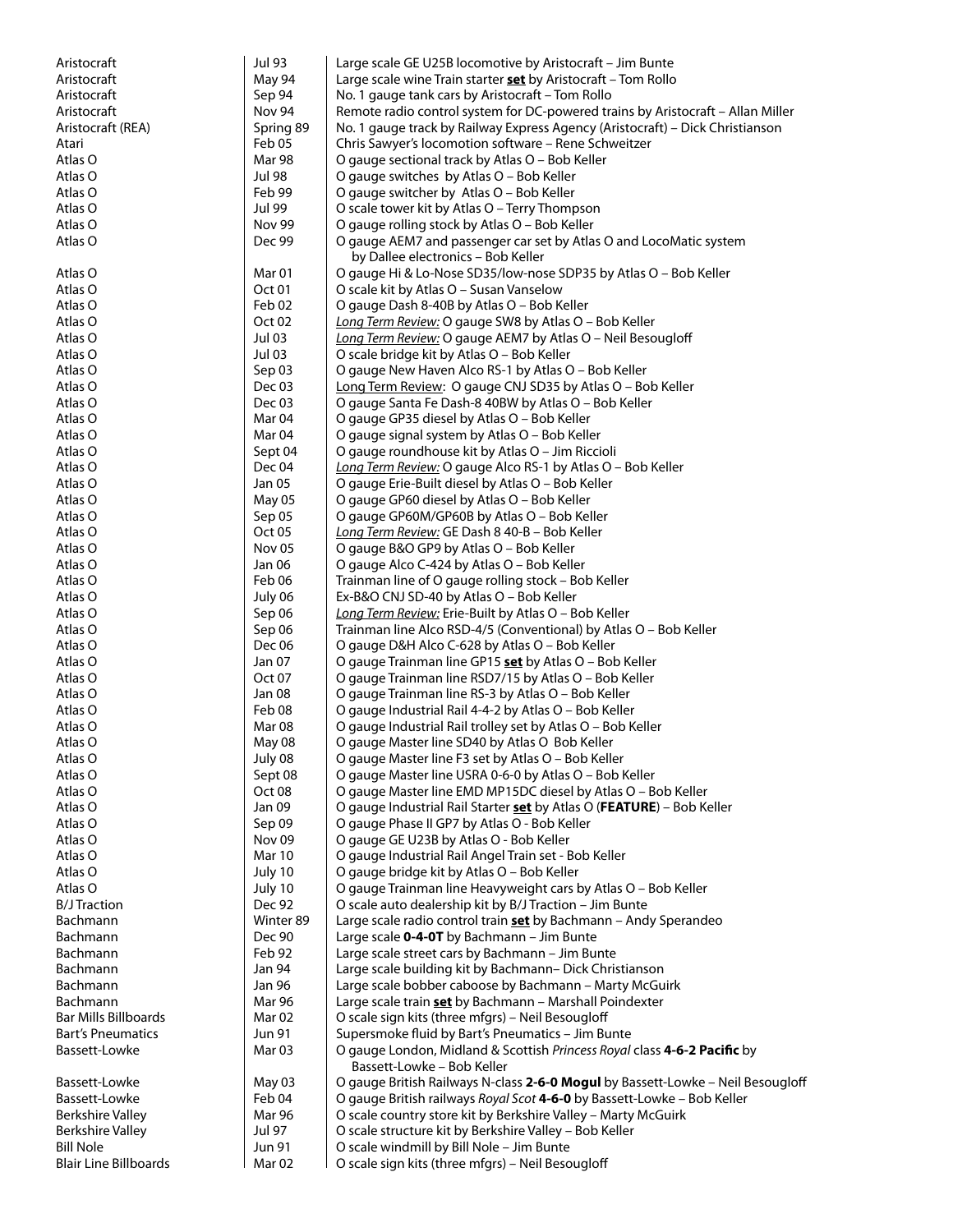| | | |
|---|---|---|
| Aristocraft | Jul 93 | Large scale GE U25B locomotive by Aristocraft – Jim Bunte |
| Aristocraft | May 94 | Large scale wine Train starter **set** by Aristocraft – Tom Rollo |
| Aristocraft | Sep 94 | No. 1 gauge tank cars by Aristocraft – Tom Rollo |
| Aristocraft | Nov 94 | Remote radio control system for DC-powered trains by Aristocraft – Allan Miller |
| Aristocraft (REA) | Spring 89 | No. 1 gauge track by Railway Express Agency (Aristocraft) – Dick Christianson |
| Atari | Feb 05 | Chris Sawyer's locomotion software – Rene Schweitzer |
| Atlas O | Mar 98 | O gauge sectional track by Atlas O – Bob Keller |
| Atlas O | Jul 98 | O gauge switches by Atlas O – Bob Keller |
| Atlas O | Feb 99 | O gauge switcher by Atlas O – Bob Keller |
| Atlas O | Jul 99 | O scale tower kit by Atlas O – Terry Thompson |
| Atlas O | Nov 99 | O gauge rolling stock by Atlas O – Bob Keller |
| Atlas O | Dec 99 | O gauge AEM7 and passenger car set by Atlas O and LocoMatic system by Dallee electronics – Bob Keller |
| Atlas O | Mar 01 | O gauge Hi & Lo-Nose SD35/low-nose SDP35 by Atlas O – Bob Keller |
| Atlas O | Oct 01 | O scale kit by Atlas O – Susan Vanselow |
| Atlas O | Feb 02 | O gauge Dash 8-40B by Atlas O – Bob Keller |
| Atlas O | Oct 02 | *Long Term Review:* O gauge SW8 by Atlas O – Bob Keller |
| Atlas O | Jul 03 | *Long Term Review:* O gauge AEM7 by Atlas O – Neil Besougloff |
| Atlas O | Jul 03 | O scale bridge kit by Atlas O – Bob Keller |
| Atlas O | Sep 03 | O gauge New Haven Alco RS-1 by Atlas O – Bob Keller |
| Atlas O | Dec 03 | Long Term Review: O gauge CNJ SD35 by Atlas O – Bob Keller |
| Atlas O | Dec 03 | O gauge Santa Fe Dash-8 40BW by Atlas O – Bob Keller |
| Atlas O | Mar 04 | O gauge GP35 diesel by Atlas O – Bob Keller |
| Atlas O | Mar 04 | O gauge signal system by Atlas O – Bob Keller |
| Atlas O | Sept 04 | O gauge roundhouse kit by Atlas O – Jim Riccioli |
| Atlas O | Dec 04 | *Long Term Review:* O gauge Alco RS-1 by Atlas O – Bob Keller |
| Atlas O | Jan 05 | O gauge Erie-Built diesel by Atlas O – Bob Keller |
| Atlas O | May 05 | O gauge GP60 diesel by Atlas O – Bob Keller |
| Atlas O | Sep 05 | O gauge GP60M/GP60B by Atlas O – Bob Keller |
| Atlas O | Oct 05 | *Long Term Review:* GE Dash 8 40-B – Bob Keller |
| Atlas O | Nov 05 | O gauge B&O GP9 by Atlas O – Bob Keller |
| Atlas O | Jan 06 | O gauge Alco C-424 by Atlas O – Bob Keller |
| Atlas O | Feb 06 | Trainman line of O gauge rolling stock – Bob Keller |
| Atlas O | July 06 | Ex-B&O CNJ SD-40 by Atlas O – Bob Keller |
| Atlas O | Sep 06 | *Long Term Review:* Erie-Built by Atlas O – Bob Keller |
| Atlas O | Sep 06 | Trainman line Alco RSD-4/5 (Conventional) by Atlas O – Bob Keller |
| Atlas O | Dec 06 | O gauge D&H Alco C-628 by Atlas O – Bob Keller |
| Atlas O | Jan 07 | O gauge Trainman line GP15 **set** by Atlas O – Bob Keller |
| Atlas O | Oct 07 | O gauge Trainman line RSD7/15 by Atlas O – Bob Keller |
| Atlas O | Jan 08 | O gauge Trainman line RS-3 by Atlas O – Bob Keller |
| Atlas O | Feb 08 | O gauge Industrial Rail 4-4-2 by Atlas O – Bob Keller |
| Atlas O | Mar 08 | O gauge Industrial Rail trolley set by Atlas O – Bob Keller |
| Atlas O | May 08 | O gauge Master line SD40 by Atlas O Bob Keller |
| Atlas O | July 08 | O gauge Master line F3 set by Atlas O – Bob Keller |
| Atlas O | Sept 08 | O gauge Master line USRA 0-6-0 by Atlas O – Bob Keller |
| Atlas O | Oct 08 | O gauge Master line EMD MP15DC diesel by Atlas O – Bob Keller |
| Atlas O | Jan 09 | O gauge Industrial Rail Starter **set** by Atlas O (**FEATURE**) – Bob Keller |
| Atlas O | Sep 09 | O gauge Phase II GP7 by Atlas O - Bob Keller |
| Atlas O | Nov 09 | O gauge GE U23B by Atlas O - Bob Keller |
| Atlas O | Mar 10 | O gauge Industrial Rail Angel Train set - Bob Keller |
| Atlas O | July 10 | O gauge bridge kit by Atlas O – Bob Keller |
| Atlas O | July 10 | O gauge Trainman line Heavyweight cars by Atlas O – Bob Keller |
| B/J Traction | Dec 92 | O scale auto dealership kit by B/J Traction – Jim Bunte |
| Bachmann | Winter 89 | Large scale radio control train **set** by Bachmann – Andy Sperandeo |
| Bachmann | Dec 90 | Large scale **0-4-0T** by Bachmann – Jim Bunte |
| Bachmann | Feb 92 | Large scale street cars by Bachmann – Jim Bunte |
| Bachmann | Jan 94 | Large scale building kit by Bachmann– Dick Christianson |
| Bachmann | Jan 96 | Large scale bobber caboose by Bachmann – Marty McGuirk |
| Bachmann | Mar 96 | Large scale train **set** by Bachmann – Marshall Poindexter |
| Bar Mills Billboards | Mar 02 | O scale sign kits (three mfgrs) – Neil Besougloff |
| Bart's Pneumatics | Jun 91 | Supersmoke fluid by Bart's Pneumatics – Jim Bunte |
| Bassett-Lowke | Mar 03 | O gauge London, Midland & Scottish *Princess Royal* class **4-6-2 Pacific** by Bassett-Lowke – Bob Keller |
| Bassett-Lowke | May 03 | O gauge British Railways N-class **2-6-0 Mogul** by Bassett-Lowke – Neil Besougloff |
| Bassett-Lowke | Feb 04 | O gauge British railways *Royal Scot* **4-6-0** by Bassett-Lowke – Bob Keller |
| Berkshire Valley | Mar 96 | O scale country store kit by Berkshire Valley – Marty McGuirk |
| Berkshire Valley | Jul 97 | O scale structure kit by Berkshire Valley – Bob Keller |
| Bill Nole | Jun 91 | O scale windmill by Bill Nole – Jim Bunte |
| Blair Line Billboards | Mar 02 | O scale sign kits (three mfgrs) – Neil Besougloff |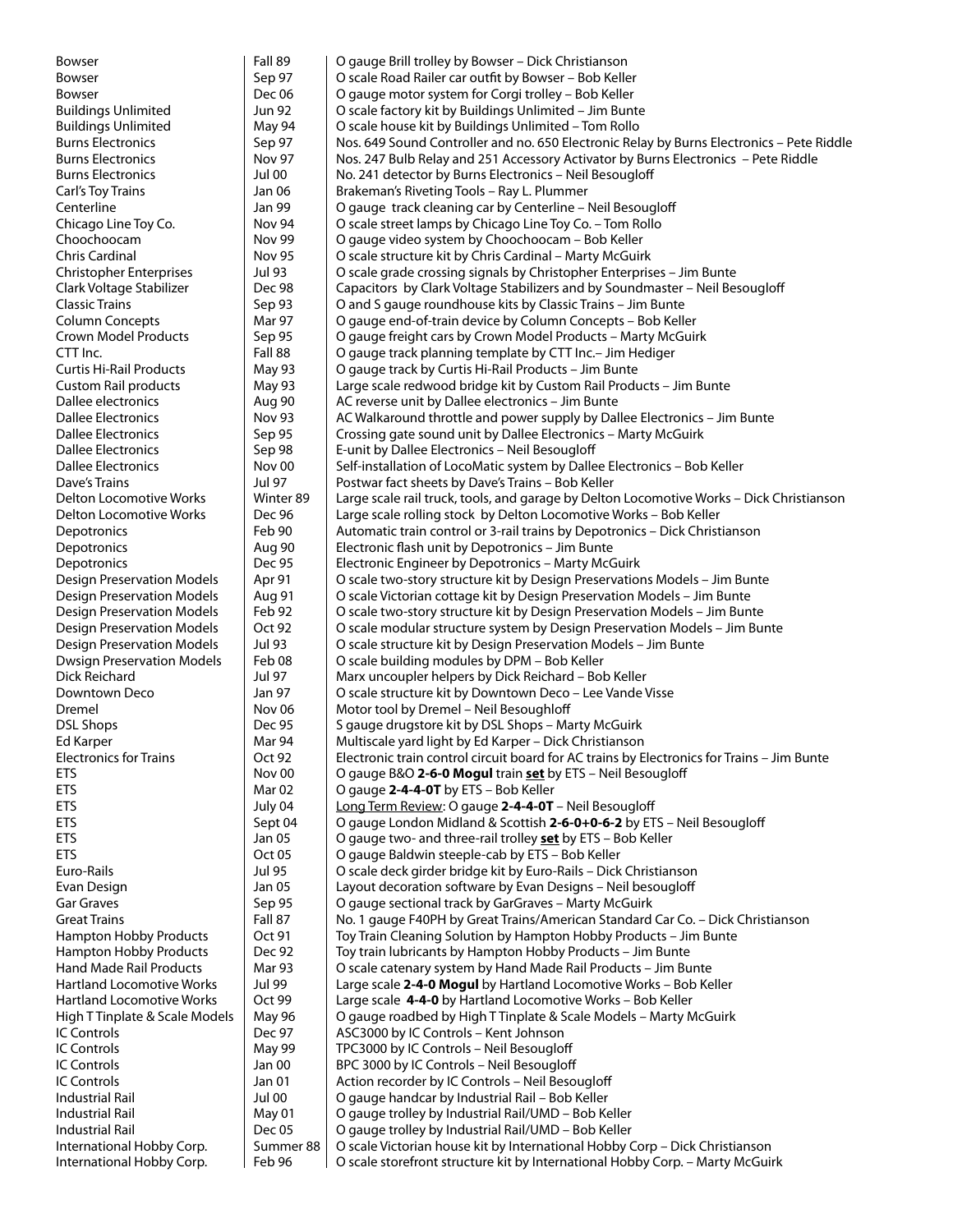| | | |
|---|---|---|
| Bowser | Fall 89 | O gauge Brill trolley by Bowser – Dick Christianson |
| Bowser | Sep 97 | O scale Road Railer car outfit by Bowser – Bob Keller |
| Bowser | Dec 06 | O gauge motor system for Corgi trolley – Bob Keller |
| Buildings Unlimited | Jun 92 | O scale factory kit by Buildings Unlimited – Jim Bunte |
| Buildings Unlimited | May 94 | O scale house kit by Buildings Unlimited – Tom Rollo |
| Burns Electronics | Sep 97 | Nos. 649 Sound Controller and no. 650 Electronic Relay by Burns Electronics – Pete Riddle |
| Burns Electronics | Nov 97 | Nos. 247 Bulb Relay and 251 Accessory Activator by Burns Electronics – Pete Riddle |
| Burns Electronics | Jul 00 | No. 241 detector by Burns Electronics – Neil Besougloff |
| Carl's Toy Trains | Jan 06 | Brakeman's Riveting Tools – Ray L. Plummer |
| Centerline | Jan 99 | O gauge track cleaning car by Centerline – Neil Besougloff |
| Chicago Line Toy Co. | Nov 94 | O scale street lamps by Chicago Line Toy Co. – Tom Rollo |
| Choochoocam | Nov 99 | O gauge video system by Choochoocam – Bob Keller |
| Chris Cardinal | Nov 95 | O scale structure kit by Chris Cardinal – Marty McGuirk |
| Christopher Enterprises | Jul 93 | O scale grade crossing signals by Christopher Enterprises – Jim Bunte |
| Clark Voltage Stabilizer | Dec 98 | Capacitors by Clark Voltage Stabilizers and by Soundmaster – Neil Besougloff |
| Classic Trains | Sep 93 | O and S gauge roundhouse kits by Classic Trains – Jim Bunte |
| Column Concepts | Mar 97 | O gauge end-of-train device by Column Concepts – Bob Keller |
| Crown Model Products | Sep 95 | O gauge freight cars by Crown Model Products – Marty McGuirk |
| CTT Inc. | Fall 88 | O gauge track planning template by CTT Inc.– Jim Hediger |
| Curtis Hi-Rail Products | May 93 | O gauge track by Curtis Hi-Rail Products – Jim Bunte |
| Custom Rail products | May 93 | Large scale redwood bridge kit by Custom Rail Products – Jim Bunte |
| Dallee electronics | Aug 90 | AC reverse unit by Dallee electronics – Jim Bunte |
| Dallee Electronics | Nov 93 | AC Walkaround throttle and power supply by Dallee Electronics – Jim Bunte |
| Dallee Electronics | Sep 95 | Crossing gate sound unit by Dallee Electronics – Marty McGuirk |
| Dallee Electronics | Sep 98 | E-unit by Dallee Electronics – Neil Besougloff |
| Dallee Electronics | Nov 00 | Self-installation of LocoMatic system by Dallee Electronics – Bob Keller |
| Dave's Trains | Jul 97 | Postwar fact sheets by Dave's Trains – Bob Keller |
| Delton Locomotive Works | Winter 89 | Large scale rail truck, tools, and garage by Delton Locomotive Works – Dick Christianson |
| Delton Locomotive Works | Dec 96 | Large scale rolling stock by Delton Locomotive Works – Bob Keller |
| Depotronics | Feb 90 | Automatic train control or 3-rail trains by Depotronics – Dick Christianson |
| Depotronics | Aug 90 | Electronic flash unit by Depotronics – Jim Bunte |
| Depotronics | Dec 95 | Electronic Engineer by Depotronics – Marty McGuirk |
| Design Preservation Models | Apr 91 | O scale two-story structure kit by Design Preservations Models – Jim Bunte |
| Design Preservation Models | Aug 91 | O scale Victorian cottage kit by Design Preservation Models – Jim Bunte |
| Design Preservation Models | Feb 92 | O scale two-story structure kit by Design Preservation Models – Jim Bunte |
| Design Preservation Models | Oct 92 | O scale modular structure system by Design Preservation Models – Jim Bunte |
| Design Preservation Models | Jul 93 | O scale structure kit by Design Preservation Models – Jim Bunte |
| Dwsign Preservation Models | Feb 08 | O scale building modules by DPM – Bob Keller |
| Dick Reichard | Jul 97 | Marx uncoupler helpers by Dick Reichard – Bob Keller |
| Downtown Deco | Jan 97 | O scale structure kit by Downtown Deco – Lee Vande Visse |
| Dremel | Nov 06 | Motor tool by Dremel – Neil Besoughloff |
| DSL Shops | Dec 95 | S gauge drugstore kit by DSL Shops – Marty McGuirk |
| Ed Karper | Mar 94 | Multiscale yard light by Ed Karper – Dick Christianson |
| Electronics for Trains | Oct 92 | Electronic train control circuit board for AC trains by Electronics for Trains – Jim Bunte |
| ETS | Nov 00 | O gauge B&O **2-6-0 Mogul** train **set** by ETS – Neil Besougloff |
| ETS | Mar 02 | O gauge **2-4-4-0T** by ETS – Bob Keller |
| ETS | July 04 | Long Term Review: O gauge **2-4-4-0T** – Neil Besougloff |
| ETS | Sept 04 | O gauge London Midland & Scottish **2-6-0+0-6-2** by ETS – Neil Besougloff |
| ETS | Jan 05 | O gauge two- and three-rail trolley **set** by ETS – Bob Keller |
| ETS | Oct 05 | O gauge Baldwin steeple-cab by ETS – Bob Keller |
| Euro-Rails | Jul 95 | O scale deck girder bridge kit by Euro-Rails – Dick Christianson |
| Evan Design | Jan 05 | Layout decoration software by Evan Designs – Neil besougloff |
| Gar Graves | Sep 95 | O gauge sectional track by GarGraves – Marty McGuirk |
| Great Trains | Fall 87 | No. 1 gauge F40PH by Great Trains/American Standard Car Co. – Dick Christianson |
| Hampton Hobby Products | Oct 91 | Toy Train Cleaning Solution by Hampton Hobby Products – Jim Bunte |
| Hampton Hobby Products | Dec 92 | Toy train lubricants by Hampton Hobby Products – Jim Bunte |
| Hand Made Rail Products | Mar 93 | O scale catenary system by Hand Made Rail Products – Jim Bunte |
| Hartland Locomotive Works | Jul 99 | Large scale **2-4-0 Mogul** by Hartland Locomotive Works – Bob Keller |
| Hartland Locomotive Works | Oct 99 | Large scale **4-4-0** by Hartland Locomotive Works – Bob Keller |
| High T Tinplate & Scale Models | May 96 | O gauge roadbed by High T Tinplate & Scale Models – Marty McGuirk |
| IC Controls | Dec 97 | ASC3000 by IC Controls – Kent Johnson |
| IC Controls | May 99 | TPC3000 by IC Controls – Neil Besougloff |
| IC Controls | Jan 00 | BPC 3000 by IC Controls – Neil Besougloff |
| IC Controls | Jan 01 | Action recorder by IC Controls – Neil Besougloff |
| Industrial Rail | Jul 00 | O gauge handcar by Industrial Rail – Bob Keller |
| Industrial Rail | May 01 | O gauge trolley by Industrial Rail/UMD – Bob Keller |
| Industrial Rail | Dec 05 | O gauge trolley by Industrial Rail/UMD – Bob Keller |
| International Hobby Corp. | Summer 88 | O scale Victorian house kit by International Hobby Corp – Dick Christianson |
| International Hobby Corp. | Feb 96 | O scale storefront structure kit by International Hobby Corp. – Marty McGuirk |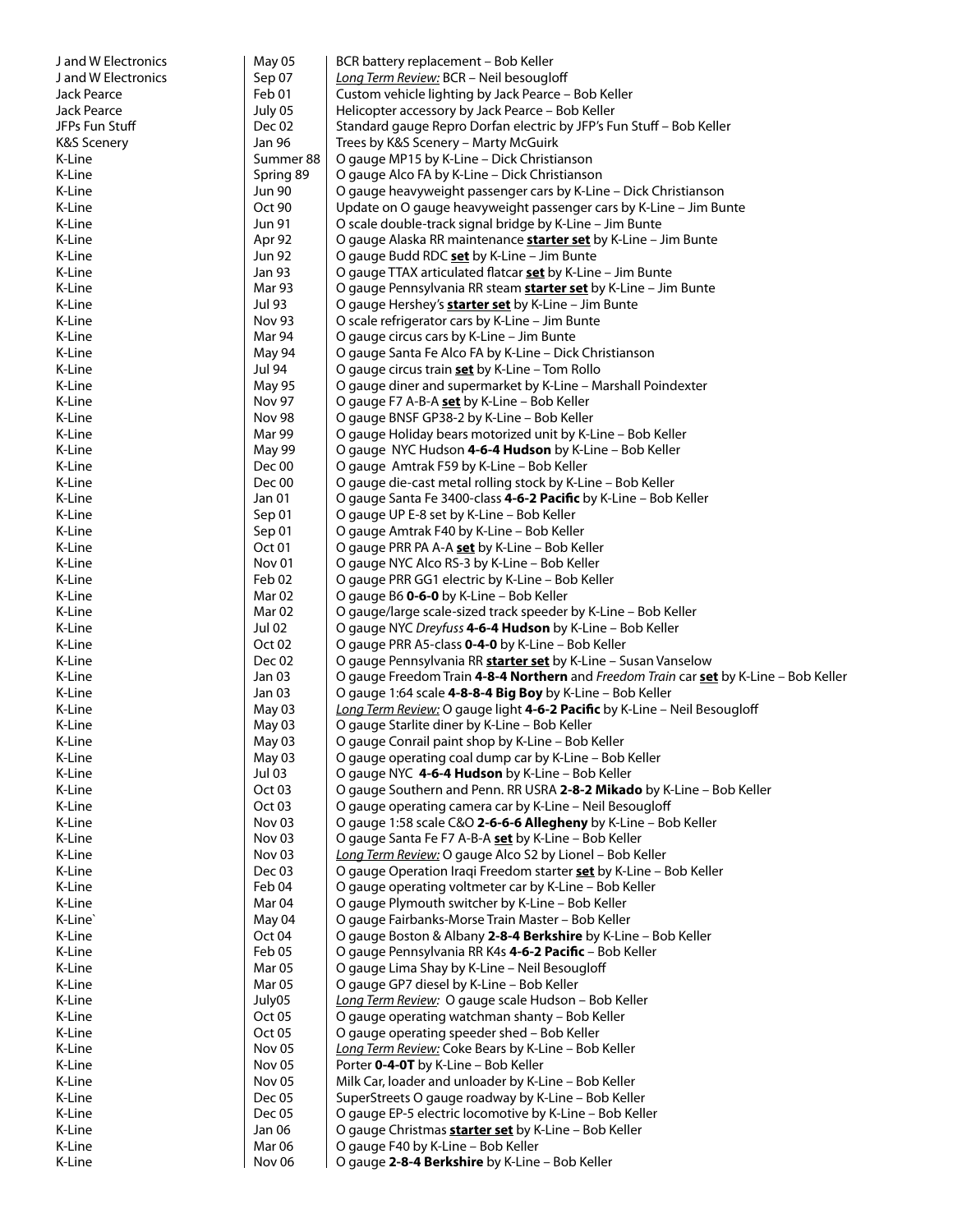| | | |
|---|---|---|
| J and W Electronics | May 05 | BCR battery replacement – Bob Keller |
| J and W Electronics | Sep 07 | _Long Term Review:_ BCR – Neil besougloff |
| Jack Pearce | Feb 01 | Custom vehicle lighting by Jack Pearce – Bob Keller |
| Jack Pearce | July 05 | Helicopter accessory by Jack Pearce – Bob Keller |
| JFPs Fun Stuff | Dec 02 | Standard gauge Repro Dorfan electric by JFP's Fun Stuff – Bob Keller |
| K&S Scenery | Jan 96 | Trees by K&S Scenery – Marty McGuirk |
| K-Line | Summer 88 | O gauge MP15 by K-Line – Dick Christianson |
| K-Line | Spring 89 | O gauge Alco FA by K-Line – Dick Christianson |
| K-Line | Jun 90 | O gauge heavyweight passenger cars by K-Line – Dick Christianson |
| K-Line | Oct 90 | Update on O gauge heavyweight passenger cars by K-Line – Jim Bunte |
| K-Line | Jun 91 | O scale double-track signal bridge by K-Line – Jim Bunte |
| K-Line | Apr 92 | O gauge Alaska RR maintenance **starter set** by K-Line – Jim Bunte |
| K-Line | Jun 92 | O gauge Budd RDC **set** by K-Line – Jim Bunte |
| K-Line | Jan 93 | O gauge TTAX articulated flatcar **set** by K-Line – Jim Bunte |
| K-Line | Mar 93 | O gauge Pennsylvania RR steam **starter set** by K-Line – Jim Bunte |
| K-Line | Jul 93 | O gauge Hershey's **starter set** by K-Line – Jim Bunte |
| K-Line | Nov 93 | O scale refrigerator cars by K-Line – Jim Bunte |
| K-Line | Mar 94 | O gauge circus cars by K-Line – Jim Bunte |
| K-Line | May 94 | O gauge Santa Fe Alco FA by K-Line – Dick Christianson |
| K-Line | Jul 94 | O gauge circus train **set** by K-Line – Tom Rollo |
| K-Line | May 95 | O gauge diner and supermarket by K-Line – Marshall Poindexter |
| K-Line | Nov 97 | O gauge F7 A-B-A **set** by K-Line – Bob Keller |
| K-Line | Nov 98 | O gauge BNSF GP38-2 by K-Line – Bob Keller |
| K-Line | Mar 99 | O gauge Holiday bears motorized unit by K-Line – Bob Keller |
| K-Line | May 99 | O gauge NYC Hudson **4-6-4 Hudson** by K-Line – Bob Keller |
| K-Line | Dec 00 | O gauge Amtrak F59 by K-Line – Bob Keller |
| K-Line | Dec 00 | O gauge die-cast metal rolling stock by K-Line – Bob Keller |
| K-Line | Jan 01 | O gauge Santa Fe 3400-class **4-6-2 Pacific** by K-Line – Bob Keller |
| K-Line | Sep 01 | O gauge UP E-8 set by K-Line – Bob Keller |
| K-Line | Sep 01 | O gauge Amtrak F40 by K-Line – Bob Keller |
| K-Line | Oct 01 | O gauge PRR PA A-A **set** by K-Line – Bob Keller |
| K-Line | Nov 01 | O gauge NYC Alco RS-3 by K-Line – Bob Keller |
| K-Line | Feb 02 | O gauge PRR GG1 electric by K-Line – Bob Keller |
| K-Line | Mar 02 | O gauge B6 **0-6-0** by K-Line – Bob Keller |
| K-Line | Mar 02 | O gauge/large scale-sized track speeder by K-Line – Bob Keller |
| K-Line | Jul 02 | O gauge NYC _Dreyfuss_ **4-6-4 Hudson** by K-Line – Bob Keller |
| K-Line | Oct 02 | O gauge PRR A5-class **0-4-0** by K-Line – Bob Keller |
| K-Line | Dec 02 | O gauge Pennsylvania RR **starter set** by K-Line – Susan Vanselow |
| K-Line | Jan 03 | O gauge Freedom Train **4-8-4 Northern** and _Freedom Train_ car **set** by K-Line – Bob Keller |
| K-Line | Jan 03 | O gauge 1:64 scale **4-8-8-4 Big Boy** by K-Line – Bob Keller |
| K-Line | May 03 | _Long Term Review:_ O gauge light **4-6-2 Pacific** by K-Line – Neil Besougloff |
| K-Line | May 03 | O gauge Starlite diner by K-Line – Bob Keller |
| K-Line | May 03 | O gauge Conrail paint shop by K-Line – Bob Keller |
| K-Line | May 03 | O gauge operating coal dump car by K-Line – Bob Keller |
| K-Line | Jul 03 | O gauge NYC **4-6-4 Hudson** by K-Line – Bob Keller |
| K-Line | Oct 03 | O gauge Southern and Penn. RR USRA **2-8-2 Mikado** by K-Line – Bob Keller |
| K-Line | Oct 03 | O gauge operating camera car by K-Line – Neil Besougloff |
| K-Line | Nov 03 | O gauge 1:58 scale C&O **2-6-6-6 Allegheny** by K-Line – Bob Keller |
| K-Line | Nov 03 | O gauge Santa Fe F7 A-B-A **set** by K-Line – Bob Keller |
| K-Line | Nov 03 | _Long Term Review:_ O gauge Alco S2 by Lionel – Bob Keller |
| K-Line | Dec 03 | O gauge Operation Iraqi Freedom starter **set** by K-Line – Bob Keller |
| K-Line | Feb 04 | O gauge operating voltmeter car by K-Line – Bob Keller |
| K-Line | Mar 04 | O gauge Plymouth switcher by K-Line – Bob Keller |
| K-Line` | May 04 | O gauge Fairbanks-Morse Train Master – Bob Keller |
| K-Line | Oct 04 | O gauge Boston & Albany **2-8-4 Berkshire** by K-Line – Bob Keller |
| K-Line | Feb 05 | O gauge Pennsylvania RR K4s **4-6-2 Pacific** – Bob Keller |
| K-Line | Mar 05 | O gauge Lima Shay by K-Line – Neil Besougloff |
| K-Line | Mar 05 | O gauge GP7 diesel by K-Line – Bob Keller |
| K-Line | July05 | _Long Term Review:_ O gauge scale Hudson – Bob Keller |
| K-Line | Oct 05 | O gauge operating watchman shanty – Bob Keller |
| K-Line | Oct 05 | O gauge operating speeder shed – Bob Keller |
| K-Line | Nov 05 | _Long Term Review:_ Coke Bears by K-Line – Bob Keller |
| K-Line | Nov 05 | Porter **0-4-0T** by K-Line – Bob Keller |
| K-Line | Nov 05 | Milk Car, loader and unloader by K-Line – Bob Keller |
| K-Line | Dec 05 | SuperStreets O gauge roadway by K-Line – Bob Keller |
| K-Line | Dec 05 | O gauge EP-5 electric locomotive by K-Line – Bob Keller |
| K-Line | Jan 06 | O gauge Christmas **starter set** by K-Line – Bob Keller |
| K-Line | Mar 06 | O gauge F40 by K-Line – Bob Keller |
| K-Line | Nov 06 | O gauge **2-8-4 Berkshire** by K-Line – Bob Keller |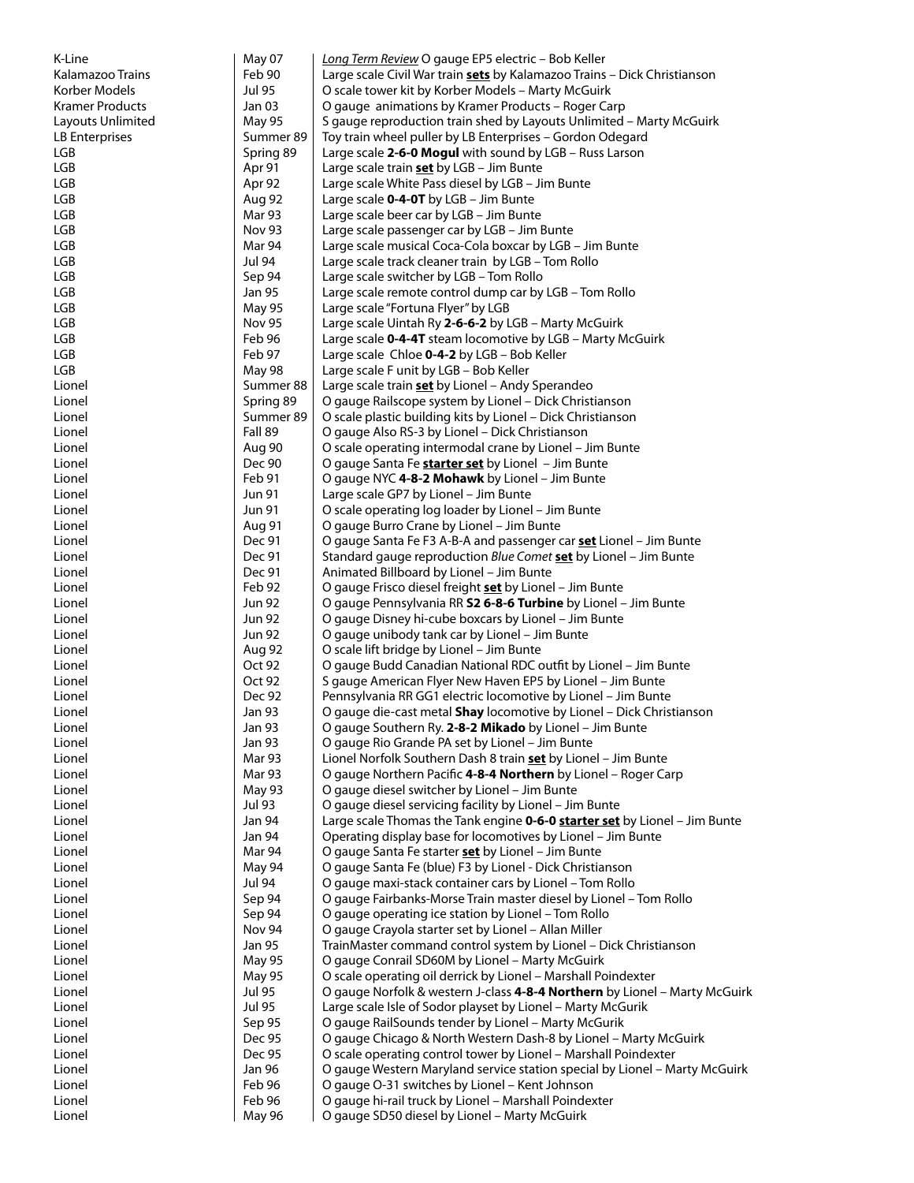| | | |
|---|---|---|
| K-Line | May 07 | _Long Term Review_ O gauge EP5 electric – Bob Keller |
| Kalamazoo Trains | Feb 90 | Large scale Civil War train **sets** by Kalamazoo Trains – Dick Christianson |
| Korber Models | Jul 95 | O scale tower kit by Korber Models – Marty McGuirk |
| Kramer Products | Jan 03 | O gauge animations by Kramer Products – Roger Carp |
| Layouts Unlimited | May 95 | S gauge reproduction train shed by Layouts Unlimited – Marty McGuirk |
| LB Enterprises | Summer 89 | Toy train wheel puller by LB Enterprises – Gordon Odegard |
| LGB | Spring 89 | Large scale **2-6-0 Mogul** with sound by LGB – Russ Larson |
| LGB | Apr 91 | Large scale train **set** by LGB – Jim Bunte |
| LGB | Apr 92 | Large scale White Pass diesel by LGB – Jim Bunte |
| LGB | Aug 92 | Large scale **0-4-0T** by LGB – Jim Bunte |
| LGB | Mar 93 | Large scale beer car by LGB – Jim Bunte |
| LGB | Nov 93 | Large scale passenger car by LGB – Jim Bunte |
| LGB | Mar 94 | Large scale musical Coca-Cola boxcar by LGB – Jim Bunte |
| LGB | Jul 94 | Large scale track cleaner train by LGB – Tom Rollo |
| LGB | Sep 94 | Large scale switcher by LGB – Tom Rollo |
| LGB | Jan 95 | Large scale remote control dump car by LGB – Tom Rollo |
| LGB | May 95 | Large scale "Fortuna Flyer" by LGB |
| LGB | Nov 95 | Large scale Uintah Ry **2-6-6-2** by LGB – Marty McGuirk |
| LGB | Feb 96 | Large scale **0-4-4T** steam locomotive by LGB – Marty McGuirk |
| LGB | Feb 97 | Large scale Chloe **0-4-2** by LGB – Bob Keller |
| LGB | May 98 | Large scale F unit by LGB – Bob Keller |
| Lionel | Summer 88 | Large scale train **set** by Lionel – Andy Sperandeo |
| Lionel | Spring 89 | O gauge Railscope system by Lionel – Dick Christianson |
| Lionel | Summer 89 | O scale plastic building kits by Lionel – Dick Christianson |
| Lionel | Fall 89 | O gauge Also RS-3 by Lionel – Dick Christianson |
| Lionel | Aug 90 | O scale operating intermodal crane by Lionel – Jim Bunte |
| Lionel | Dec 90 | O gauge Santa Fe **starter set** by Lionel – Jim Bunte |
| Lionel | Feb 91 | O gauge NYC **4-8-2 Mohawk** by Lionel – Jim Bunte |
| Lionel | Jun 91 | Large scale GP7 by Lionel – Jim Bunte |
| Lionel | Jun 91 | O scale operating log loader by Lionel – Jim Bunte |
| Lionel | Aug 91 | O gauge Burro Crane by Lionel – Jim Bunte |
| Lionel | Dec 91 | O gauge Santa Fe F3 A-B-A and passenger car **set** Lionel – Jim Bunte |
| Lionel | Dec 91 | Standard gauge reproduction _Blue Comet_ **set** by Lionel – Jim Bunte |
| Lionel | Dec 91 | Animated Billboard by Lionel – Jim Bunte |
| Lionel | Feb 92 | O gauge Frisco diesel freight **set** by Lionel – Jim Bunte |
| Lionel | Jun 92 | O gauge Pennsylvania RR **S2 6-8-6 Turbine** by Lionel – Jim Bunte |
| Lionel | Jun 92 | O gauge Disney hi-cube boxcars by Lionel – Jim Bunte |
| Lionel | Jun 92 | O gauge unibody tank car by Lionel – Jim Bunte |
| Lionel | Aug 92 | O scale lift bridge by Lionel – Jim Bunte |
| Lionel | Oct 92 | O gauge Budd Canadian National RDC outfit by Lionel – Jim Bunte |
| Lionel | Oct 92 | S gauge American Flyer New Haven EP5 by Lionel – Jim Bunte |
| Lionel | Dec 92 | Pennsylvania RR GG1 electric locomotive by Lionel – Jim Bunte |
| Lionel | Jan 93 | O gauge die-cast metal **Shay** locomotive by Lionel – Dick Christianson |
| Lionel | Jan 93 | O gauge Southern Ry. **2-8-2 Mikado** by Lionel – Jim Bunte |
| Lionel | Jan 93 | O gauge Rio Grande PA set by Lionel – Jim Bunte |
| Lionel | Mar 93 | Lionel Norfolk Southern Dash 8 train **set** by Lionel – Jim Bunte |
| Lionel | Mar 93 | O gauge Northern Pacific **4-8-4 Northern** by Lionel – Roger Carp |
| Lionel | May 93 | O gauge diesel switcher by Lionel – Jim Bunte |
| Lionel | Jul 93 | O gauge diesel servicing facility by Lionel – Jim Bunte |
| Lionel | Jan 94 | Large scale Thomas the Tank engine **0-6-0 starter set** by Lionel – Jim Bunte |
| Lionel | Jan 94 | Operating display base for locomotives by Lionel – Jim Bunte |
| Lionel | Mar 94 | O gauge Santa Fe starter **set** by Lionel – Jim Bunte |
| Lionel | May 94 | O gauge Santa Fe (blue) F3 by Lionel - Dick Christianson |
| Lionel | Jul 94 | O gauge maxi-stack container cars by Lionel – Tom Rollo |
| Lionel | Sep 94 | O gauge Fairbanks-Morse Train master diesel by Lionel – Tom Rollo |
| Lionel | Sep 94 | O gauge operating ice station by Lionel – Tom Rollo |
| Lionel | Nov 94 | O gauge Crayola starter set by Lionel – Allan Miller |
| Lionel | Jan 95 | TrainMaster command control system by Lionel – Dick Christianson |
| Lionel | May 95 | O gauge Conrail SD60M by Lionel – Marty McGuirk |
| Lionel | May 95 | O scale operating oil derrick by Lionel – Marshall Poindexter |
| Lionel | Jul 95 | O gauge Norfolk & western J-class **4-8-4 Northern** by Lionel – Marty McGuirk |
| Lionel | Jul 95 | Large scale Isle of Sodor playset by Lionel – Marty McGurik |
| Lionel | Sep 95 | O gauge RailSounds tender by Lionel – Marty McGurik |
| Lionel | Dec 95 | O gauge Chicago & North Western Dash-8 by Lionel – Marty McGuirk |
| Lionel | Dec 95 | O scale operating control tower by Lionel – Marshall Poindexter |
| Lionel | Jan 96 | O gauge Western Maryland service station special by Lionel – Marty McGuirk |
| Lionel | Feb 96 | O gauge O-31 switches by Lionel – Kent Johnson |
| Lionel | Feb 96 | O gauge hi-rail truck by Lionel – Marshall Poindexter |
| Lionel | May 96 | O gauge SD50 diesel by Lionel – Marty McGuirk |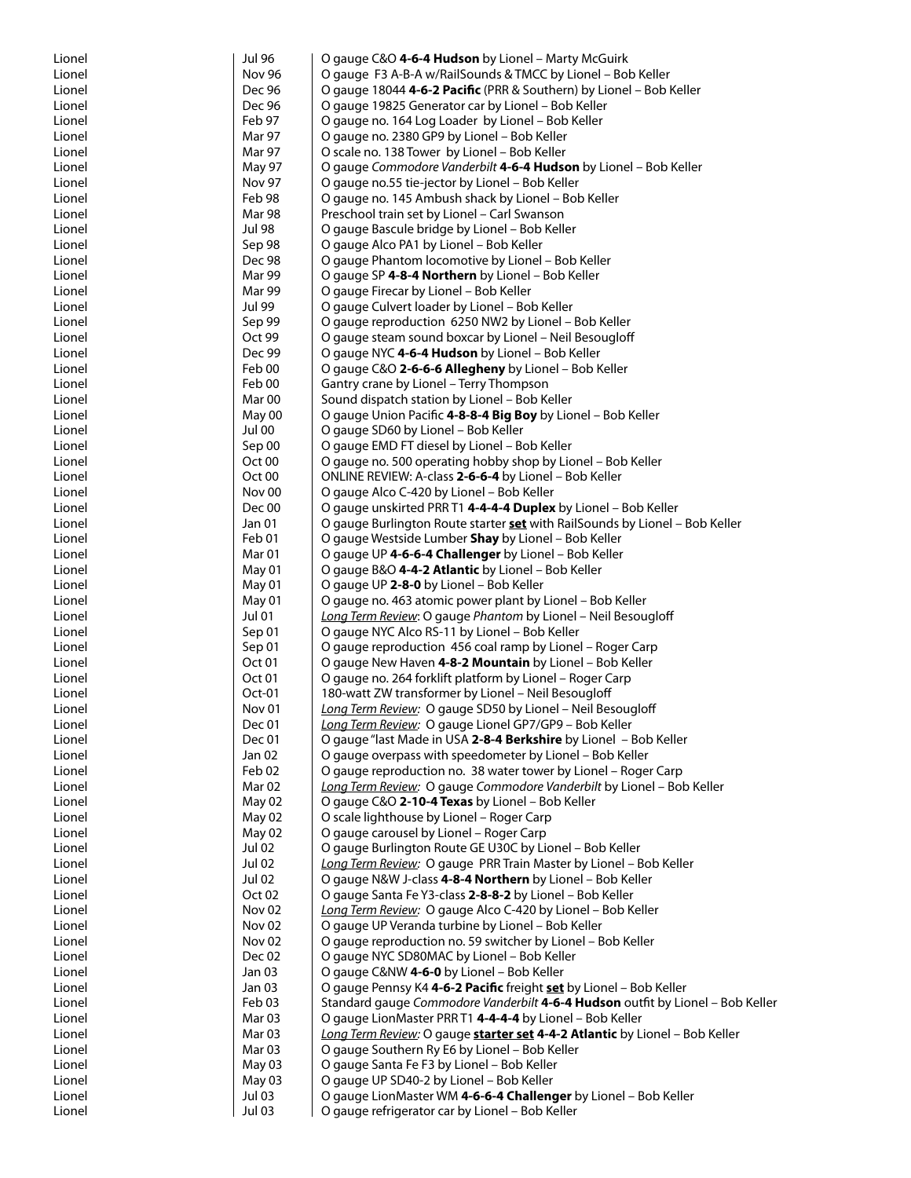| | | |
|---|---|---|
| Lionel | Jul 96 | O gauge C&O **4-6-4 Hudson** by Lionel – Marty McGuirk |
| Lionel | Nov 96 | O gauge F3 A-B-A w/RailSounds & TMCC by Lionel – Bob Keller |
| Lionel | Dec 96 | O gauge 18044 **4-6-2 Pacific** (PRR & Southern) by Lionel – Bob Keller |
| Lionel | Dec 96 | O gauge 19825 Generator car by Lionel – Bob Keller |
| Lionel | Feb 97 | O gauge no. 164 Log Loader by Lionel – Bob Keller |
| Lionel | Mar 97 | O gauge no. 2380 GP9 by Lionel – Bob Keller |
| Lionel | Mar 97 | O scale no. 138 Tower by Lionel – Bob Keller |
| Lionel | May 97 | O gauge *Commodore Vanderbilt* **4-6-4 Hudson** by Lionel – Bob Keller |
| Lionel | Nov 97 | O gauge no.55 tie-jector by Lionel – Bob Keller |
| Lionel | Feb 98 | O gauge no. 145 Ambush shack by Lionel – Bob Keller |
| Lionel | Mar 98 | Preschool train set by Lionel – Carl Swanson |
| Lionel | Jul 98 | O gauge Bascule bridge by Lionel – Bob Keller |
| Lionel | Sep 98 | O gauge Alco PA1 by Lionel – Bob Keller |
| Lionel | Dec 98 | O gauge Phantom locomotive by Lionel – Bob Keller |
| Lionel | Mar 99 | O gauge SP **4-8-4 Northern** by Lionel – Bob Keller |
| Lionel | Mar 99 | O gauge Firecar by Lionel – Bob Keller |
| Lionel | Jul 99 | O gauge Culvert loader by Lionel – Bob Keller |
| Lionel | Sep 99 | O gauge reproduction 6250 NW2 by Lionel – Bob Keller |
| Lionel | Oct 99 | O gauge steam sound boxcar by Lionel – Neil Besougloff |
| Lionel | Dec 99 | O gauge NYC **4-6-4 Hudson** by Lionel – Bob Keller |
| Lionel | Feb 00 | O gauge C&O **2-6-6-6 Allegheny** by Lionel – Bob Keller |
| Lionel | Feb 00 | Gantry crane by Lionel – Terry Thompson |
| Lionel | Mar 00 | Sound dispatch station by Lionel – Bob Keller |
| Lionel | May 00 | O gauge Union Pacific **4-8-8-4 Big Boy** by Lionel – Bob Keller |
| Lionel | Jul 00 | O gauge SD60 by Lionel – Bob Keller |
| Lionel | Sep 00 | O gauge EMD FT diesel by Lionel – Bob Keller |
| Lionel | Oct 00 | O gauge no. 500 operating hobby shop by Lionel – Bob Keller |
| Lionel | Oct 00 | ONLINE REVIEW: A-class **2-6-6-4** by Lionel – Bob Keller |
| Lionel | Nov 00 | O gauge Alco C-420 by Lionel – Bob Keller |
| Lionel | Dec 00 | O gauge unskirted PRR T1 **4-4-4-4 Duplex** by Lionel – Bob Keller |
| Lionel | Jan 01 | O gauge Burlington Route starter **<u>set</u>** with RailSounds by Lionel – Bob Keller |
| Lionel | Feb 01 | O gauge Westside Lumber **Shay** by Lionel – Bob Keller |
| Lionel | Mar 01 | O gauge UP **4-6-6-4 Challenger** by Lionel – Bob Keller |
| Lionel | May 01 | O gauge B&O **4-4-2 Atlantic** by Lionel – Bob Keller |
| Lionel | May 01 | O gauge UP **2-8-0** by Lionel – Bob Keller |
| Lionel | May 01 | O gauge no. 463 atomic power plant by Lionel – Bob Keller |
| Lionel | Jul 01 | *<u>Long Term Review</u>*: O gauge *Phantom* by Lionel – Neil Besougloff |
| Lionel | Sep 01 | O gauge NYC Alco RS-11 by Lionel – Bob Keller |
| Lionel | Sep 01 | O gauge reproduction 456 coal ramp by Lionel – Roger Carp |
| Lionel | Oct 01 | O gauge New Haven **4-8-2 Mountain** by Lionel – Bob Keller |
| Lionel | Oct 01 | O gauge no. 264 forklift platform by Lionel – Roger Carp |
| Lionel | Oct-01 | 180-watt ZW transformer by Lionel – Neil Besougloff |
| Lionel | Nov 01 | *<u>Long Term Review</u>:* O gauge SD50 by Lionel – Neil Besougloff |
| Lionel | Dec 01 | *<u>Long Term Review</u>:* O gauge Lionel GP7/GP9 – Bob Keller |
| Lionel | Dec 01 | O gauge "last Made in USA **2-8-4 Berkshire** by Lionel – Bob Keller |
| Lionel | Jan 02 | O gauge overpass with speedometer by Lionel – Bob Keller |
| Lionel | Feb 02 | O gauge reproduction no. 38 water tower by Lionel – Roger Carp |
| Lionel | Mar 02 | *<u>Long Term Review</u>:* O gauge *Commodore Vanderbilt* by Lionel – Bob Keller |
| Lionel | May 02 | O gauge C&O **2-10-4 Texas** by Lionel – Bob Keller |
| Lionel | May 02 | O scale lighthouse by Lionel – Roger Carp |
| Lionel | May 02 | O gauge carousel by Lionel – Roger Carp |
| Lionel | Jul 02 | O gauge Burlington Route GE U30C by Lionel – Bob Keller |
| Lionel | Jul 02 | *<u>Long Term Review</u>:* O gauge PRR Train Master by Lionel – Bob Keller |
| Lionel | Jul 02 | O gauge N&W J-class **4-8-4 Northern** by Lionel – Bob Keller |
| Lionel | Oct 02 | O gauge Santa Fe Y3-class **2-8-8-2** by Lionel – Bob Keller |
| Lionel | Nov 02 | *<u>Long Term Review</u>:* O gauge Alco C-420 by Lionel – Bob Keller |
| Lionel | Nov 02 | O gauge UP Veranda turbine by Lionel – Bob Keller |
| Lionel | Nov 02 | O gauge reproduction no. 59 switcher by Lionel – Bob Keller |
| Lionel | Dec 02 | O gauge NYC SD80MAC by Lionel – Bob Keller |
| Lionel | Jan 03 | O gauge C&NW **4-6-0** by Lionel – Bob Keller |
| Lionel | Jan 03 | O gauge Pennsy K4 **4-6-2 Pacific** freight **<u>set</u>** by Lionel – Bob Keller |
| Lionel | Feb 03 | Standard gauge *Commodore Vanderbilt* **4-6-4 Hudson** outfit by Lionel – Bob Keller |
| Lionel | Mar 03 | O gauge LionMaster PRR T1 **4-4-4-4** by Lionel – Bob Keller |
| Lionel | Mar 03 | *<u>Long Term Review</u>:* O gauge **<u>starter set</u>** **4-4-2 Atlantic** by Lionel – Bob Keller |
| Lionel | Mar 03 | O gauge Southern Ry E6 by Lionel – Bob Keller |
| Lionel | May 03 | O gauge Santa Fe F3 by Lionel – Bob Keller |
| Lionel | May 03 | O gauge UP SD40-2 by Lionel – Bob Keller |
| Lionel | Jul 03 | O gauge LionMaster WM **4-6-6-4 Challenger** by Lionel – Bob Keller |
| Lionel | Jul 03 | O gauge refrigerator car by Lionel – Bob Keller |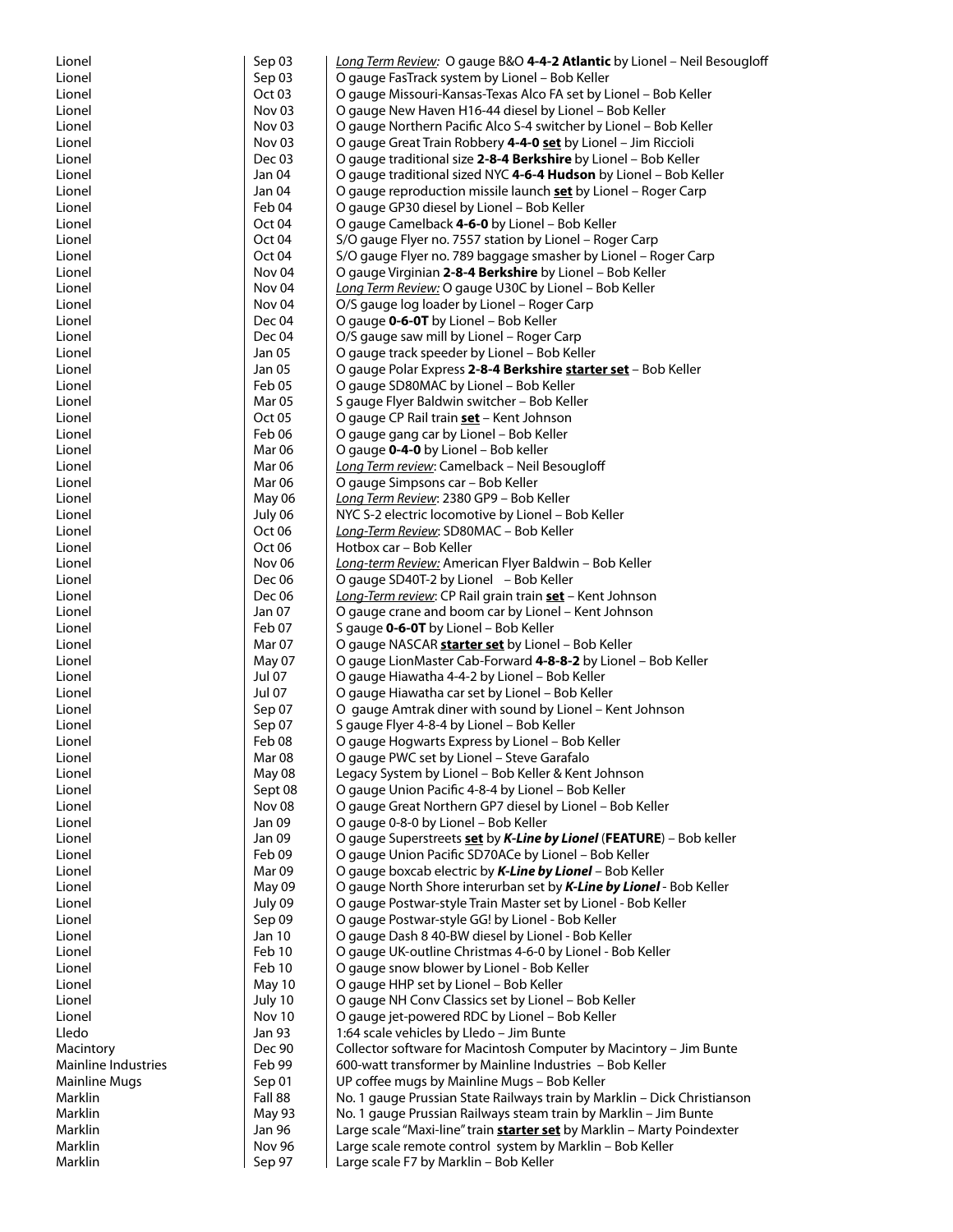| | | |
|---|---|---|
| Lionel | Sep 03 | _Long Term Review:_ O gauge B&O **4-4-2 Atlantic** by Lionel – Neil Besougloff |
| Lionel | Sep 03 | O gauge FasTrack system by Lionel – Bob Keller |
| Lionel | Oct 03 | O gauge Missouri-Kansas-Texas Alco FA set by Lionel – Bob Keller |
| Lionel | Nov 03 | O gauge New Haven H16-44 diesel by Lionel – Bob Keller |
| Lionel | Nov 03 | O gauge Northern Pacific Alco S-4 switcher by Lionel – Bob Keller |
| Lionel | Nov 03 | O gauge Great Train Robbery **4-4-0 set** by Lionel – Jim Riccioli |
| Lionel | Dec 03 | O gauge traditional size **2-8-4 Berkshire** by Lionel – Bob Keller |
| Lionel | Jan 04 | O gauge traditional sized NYC **4-6-4 Hudson** by Lionel – Bob Keller |
| Lionel | Jan 04 | O gauge reproduction missile launch **set** by Lionel – Roger Carp |
| Lionel | Feb 04 | O gauge GP30 diesel by Lionel – Bob Keller |
| Lionel | Oct 04 | O gauge Camelback **4-6-0** by Lionel – Bob Keller |
| Lionel | Oct 04 | S/O gauge Flyer no. 7557 station by Lionel – Roger Carp |
| Lionel | Oct 04 | S/O gauge Flyer no. 789 baggage smasher by Lionel – Roger Carp |
| Lionel | Nov 04 | O gauge Virginian **2-8-4 Berkshire** by Lionel – Bob Keller |
| Lionel | Nov 04 | _Long Term Review:_ O gauge U30C by Lionel – Bob Keller |
| Lionel | Nov 04 | O/S gauge log loader by Lionel – Roger Carp |
| Lionel | Dec 04 | O gauge **0-6-0T** by Lionel – Bob Keller |
| Lionel | Dec 04 | O/S gauge saw mill by Lionel – Roger Carp |
| Lionel | Jan 05 | O gauge track speeder by Lionel – Bob Keller |
| Lionel | Jan 05 | O gauge Polar Express **2-8-4 Berkshire starter set** – Bob Keller |
| Lionel | Feb 05 | O gauge SD80MAC by Lionel – Bob Keller |
| Lionel | Mar 05 | S gauge Flyer Baldwin switcher – Bob Keller |
| Lionel | Oct 05 | O gauge CP Rail train **set** – Kent Johnson |
| Lionel | Feb 06 | O gauge gang car by Lionel – Bob Keller |
| Lionel | Mar 06 | O gauge **0-4-0** by Lionel – Bob keller |
| Lionel | Mar 06 | _Long Term review_: Camelback – Neil Besougloff |
| Lionel | Mar 06 | O gauge Simpsons car – Bob Keller |
| Lionel | May 06 | _Long Term Review_: 2380 GP9 – Bob Keller |
| Lionel | July 06 | NYC S-2 electric locomotive by Lionel – Bob Keller |
| Lionel | Oct 06 | _Long-Term Review_: SD80MAC – Bob Keller |
| Lionel | Oct 06 | Hotbox car – Bob Keller |
| Lionel | Nov 06 | _Long-term Review:_ American Flyer Baldwin – Bob Keller |
| Lionel | Dec 06 | O gauge SD40T-2 by Lionel – Bob Keller |
| Lionel | Dec 06 | _Long-Term review_: CP Rail grain train **set** – Kent Johnson |
| Lionel | Jan 07 | O gauge crane and boom car by Lionel – Kent Johnson |
| Lionel | Feb 07 | S gauge **0-6-0T** by Lionel – Bob Keller |
| Lionel | Mar 07 | O gauge NASCAR **starter set** by Lionel – Bob Keller |
| Lionel | May 07 | O gauge LionMaster Cab-Forward **4-8-8-2** by Lionel – Bob Keller |
| Lionel | Jul 07 | O gauge Hiawatha 4-4-2 by Lionel – Bob Keller |
| Lionel | Jul 07 | O gauge Hiawatha car set by Lionel – Bob Keller |
| Lionel | Sep 07 | O gauge Amtrak diner with sound by Lionel – Kent Johnson |
| Lionel | Sep 07 | S gauge Flyer 4-8-4 by Lionel – Bob Keller |
| Lionel | Feb 08 | O gauge Hogwarts Express by Lionel – Bob Keller |
| Lionel | Mar 08 | O gauge PWC set by Lionel – Steve Garafalo |
| Lionel | May 08 | Legacy System by Lionel – Bob Keller & Kent Johnson |
| Lionel | Sept 08 | O gauge Union Pacific 4-8-4 by Lionel – Bob Keller |
| Lionel | Nov 08 | O gauge Great Northern GP7 diesel by Lionel – Bob Keller |
| Lionel | Jan 09 | O gauge 0-8-0 by Lionel – Bob Keller |
| Lionel | Jan 09 | O gauge Superstreets **set** by ***K-Line by Lionel*** (**FEATURE**) – Bob keller |
| Lionel | Feb 09 | O gauge Union Pacific SD70ACe by Lionel – Bob Keller |
| Lionel | Mar 09 | O gauge boxcab electric by ***K-Line by Lionel*** – Bob Keller |
| Lionel | May 09 | O gauge North Shore interurban set by ***K-Line by Lionel*** - Bob Keller |
| Lionel | July 09 | O gauge Postwar-style Train Master set by Lionel - Bob Keller |
| Lionel | Sep 09 | O gauge Postwar-style GG! by Lionel - Bob Keller |
| Lionel | Jan 10 | O gauge Dash 8 40-BW diesel by Lionel - Bob Keller |
| Lionel | Feb 10 | O gauge UK-outline Christmas 4-6-0 by Lionel - Bob Keller |
| Lionel | Feb 10 | O gauge snow blower by Lionel - Bob Keller |
| Lionel | May 10 | O gauge HHP set by Lionel – Bob Keller |
| Lionel | July 10 | O gauge NH Conv Classics set by Lionel – Bob Keller |
| Lionel | Nov 10 | O gauge jet-powered RDC by Lionel – Bob Keller |
| Lledo | Jan 93 | 1:64 scale vehicles by Lledo – Jim Bunte |
| Macintory | Dec 90 | Collector software for Macintosh Computer by Macintory – Jim Bunte |
| Mainline Industries | Feb 99 | 600-watt transformer by Mainline Industries – Bob Keller |
| Mainline Mugs | Sep 01 | UP coffee mugs by Mainline Mugs – Bob Keller |
| Marklin | Fall 88 | No. 1 gauge Prussian State Railways train by Marklin – Dick Christianson |
| Marklin | May 93 | No. 1 gauge Prussian Railways steam train by Marklin – Jim Bunte |
| Marklin | Jan 96 | Large scale "Maxi-line" train **starter set** by Marklin – Marty Poindexter |
| Marklin | Nov 96 | Large scale remote control system by Marklin – Bob Keller |
| Marklin | Sep 97 | Large scale F7 by Marklin – Bob Keller |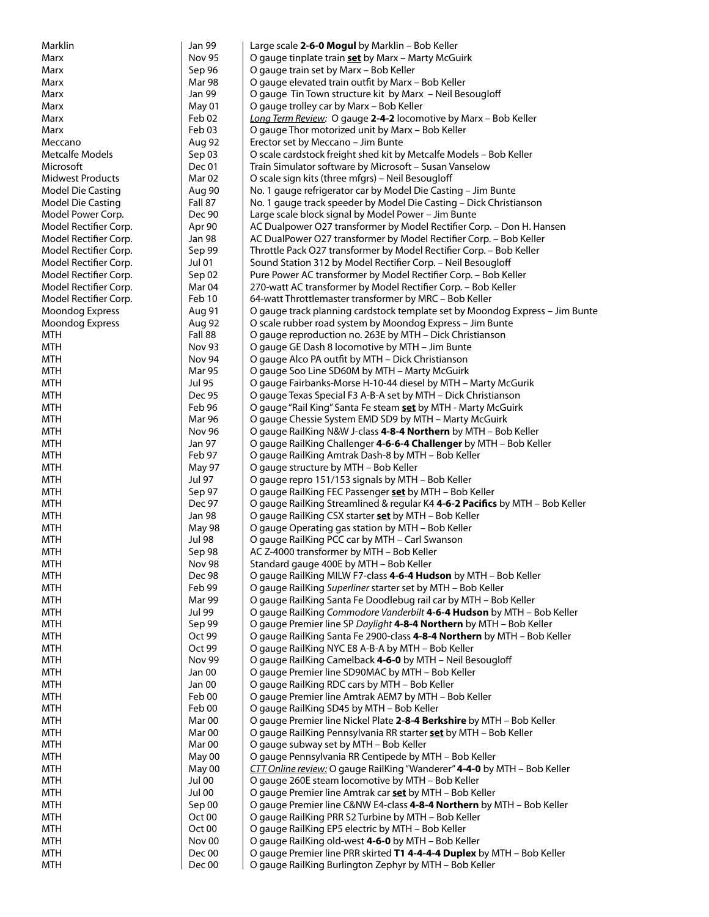| | | |
|---|---|---|
| Marklin | Jan 99 | Large scale **2-6-0 Mogul** by Marklin – Bob Keller |
| Marx | Nov 95 | O gauge tinplate train **set** by Marx – Marty McGuirk |
| Marx | Sep 96 | O gauge train set by Marx – Bob Keller |
| Marx | Mar 98 | O gauge elevated train outfit by Marx – Bob Keller |
| Marx | Jan 99 | O gauge Tin Town structure kit by Marx – Neil Besougloff |
| Marx | May 01 | O gauge trolley car by Marx – Bob Keller |
| Marx | Feb 02 | *Long Term Review:* O gauge **2-4-2** locomotive by Marx – Bob Keller |
| Marx | Feb 03 | O gauge Thor motorized unit by Marx – Bob Keller |
| Meccano | Aug 92 | Erector set by Meccano – Jim Bunte |
| Metcalfe Models | Sep 03 | O scale cardstock freight shed kit by Metcalfe Models – Bob Keller |
| Microsoft | Dec 01 | Train Simulator software by Microsoft – Susan Vanselow |
| Midwest Products | Mar 02 | O scale sign kits (three mfgrs) – Neil Besougloff |
| Model Die Casting | Aug 90 | No. 1 gauge refrigerator car by Model Die Casting – Jim Bunte |
| Model Die Casting | Fall 87 | No. 1 gauge track speeder by Model Die Casting – Dick Christianson |
| Model Power Corp. | Dec 90 | Large scale block signal by Model Power – Jim Bunte |
| Model Rectifier Corp. | Apr 90 | AC Dualpower O27 transformer by Model Rectifier Corp. – Don H. Hansen |
| Model Rectifier Corp. | Jan 98 | AC DualPower O27 transformer by Model Rectifier Corp. – Bob Keller |
| Model Rectifier Corp. | Sep 99 | Throttle Pack O27 transformer by Model Rectifier Corp. – Bob Keller |
| Model Rectifier Corp. | Jul 01 | Sound Station 312 by Model Rectifier Corp. – Neil Besougloff |
| Model Rectifier Corp. | Sep 02 | Pure Power AC transformer by Model Rectifier Corp. – Bob Keller |
| Model Rectifier Corp. | Mar 04 | 270-watt AC transformer by Model Rectifier Corp. – Bob Keller |
| Model Rectifier Corp. | Feb 10 | 64-watt Throttlemaster transformer by MRC – Bob Keller |
| Moondog Express | Aug 91 | O gauge track planning cardstock template set by Moondog Express – Jim Bunte |
| Moondog Express | Aug 92 | O scale rubber road system by Moondog Express – Jim Bunte |
| MTH | Fall 88 | O gauge reproduction no. 263E by MTH – Dick Christianson |
| MTH | Nov 93 | O gauge GE Dash 8 locomotive by MTH – Jim Bunte |
| MTH | Nov 94 | O gauge Alco PA outfit by MTH – Dick Christianson |
| MTH | Mar 95 | O gauge Soo Line SD60M by MTH – Marty McGuirk |
| MTH | Jul 95 | O gauge Fairbanks-Morse H-10-44 diesel by MTH – Marty McGurik |
| MTH | Dec 95 | O gauge Texas Special F3 A-B-A set by MTH – Dick Christianson |
| MTH | Feb 96 | O gauge "Rail King" Santa Fe steam **set** by MTH - Marty McGuirk |
| MTH | Mar 96 | O gauge Chessie System EMD SD9 by MTH – Marty McGuirk |
| MTH | Nov 96 | O gauge RailKing N&W J-class **4-8-4 Northern** by MTH – Bob Keller |
| MTH | Jan 97 | O gauge RailKing Challenger **4-6-6-4 Challenger** by MTH – Bob Keller |
| MTH | Feb 97 | O gauge RailKing Amtrak Dash-8 by MTH – Bob Keller |
| MTH | May 97 | O gauge structure by MTH – Bob Keller |
| MTH | Jul 97 | O gauge repro 151/153 signals by MTH – Bob Keller |
| MTH | Sep 97 | O gauge RailKing FEC Passenger **set** by MTH – Bob Keller |
| MTH | Dec 97 | O gauge RailKing Streamlined & regular K4 **4-6-2 Pacifics** by MTH – Bob Keller |
| MTH | Jan 98 | O gauge RailKing CSX starter **set** by MTH – Bob Keller |
| MTH | May 98 | O gauge Operating gas station by MTH – Bob Keller |
| MTH | Jul 98 | O gauge RailKing PCC car by MTH – Carl Swanson |
| MTH | Sep 98 | AC Z-4000 transformer by MTH – Bob Keller |
| MTH | Nov 98 | Standard gauge 400E by MTH – Bob Keller |
| MTH | Dec 98 | O gauge RailKing MILW F7-class **4-6-4 Hudson** by MTH – Bob Keller |
| MTH | Feb 99 | O gauge RailKing *Superliner* starter set by MTH – Bob Keller |
| MTH | Mar 99 | O gauge RailKing Santa Fe Doodlebug rail car by MTH – Bob Keller |
| MTH | Jul 99 | O gauge RailKing *Commodore Vanderbilt* **4-6-4 Hudson** by MTH – Bob Keller |
| MTH | Sep 99 | O gauge Premier line SP *Daylight* **4-8-4 Northern** by MTH – Bob Keller |
| MTH | Oct 99 | O gauge RailKing Santa Fe 2900-class **4-8-4 Northern** by MTH – Bob Keller |
| MTH | Oct 99 | O gauge RailKing NYC E8 A-B-A by MTH – Bob Keller |
| MTH | Nov 99 | O gauge RailKing Camelback **4-6-0** by MTH – Neil Besougloff |
| MTH | Jan 00 | O gauge Premier line SD90MAC by MTH – Bob Keller |
| MTH | Jan 00 | O gauge RailKing RDC cars by MTH – Bob Keller |
| MTH | Feb 00 | O gauge Premier line Amtrak AEM7 by MTH – Bob Keller |
| MTH | Feb 00 | O gauge RailKing SD45 by MTH – Bob Keller |
| MTH | Mar 00 | O gauge Premier line Nickel Plate **2-8-4 Berkshire** by MTH – Bob Keller |
| MTH | Mar 00 | O gauge RailKing Pennsylvania RR starter **set** by MTH – Bob Keller |
| MTH | Mar 00 | O gauge subway set by MTH – Bob Keller |
| MTH | May 00 | O gauge Pennsylvania RR Centipede by MTH – Bob Keller |
| MTH | May 00 | *CTT Online review:* O gauge RailKing "Wanderer" **4-4-0** by MTH – Bob Keller |
| MTH | Jul 00 | O gauge 260E steam locomotive by MTH – Bob Keller |
| MTH | Jul 00 | O gauge Premier line Amtrak car **set** by MTH – Bob Keller |
| MTH | Sep 00 | O gauge Premier line C&NW E4-class **4-8-4 Northern** by MTH – Bob Keller |
| MTH | Oct 00 | O gauge RailKing PRR S2 Turbine by MTH – Bob Keller |
| MTH | Oct 00 | O gauge RailKing EP5 electric by MTH – Bob Keller |
| MTH | Nov 00 | O gauge RailKing old-west **4-6-0** by MTH – Bob Keller |
| MTH | Dec 00 | O gauge Premier line PRR skirted **T1 4-4-4-4 Duplex** by MTH – Bob Keller |
| MTH | Dec 00 | O gauge RailKing Burlington Zephyr by MTH – Bob Keller |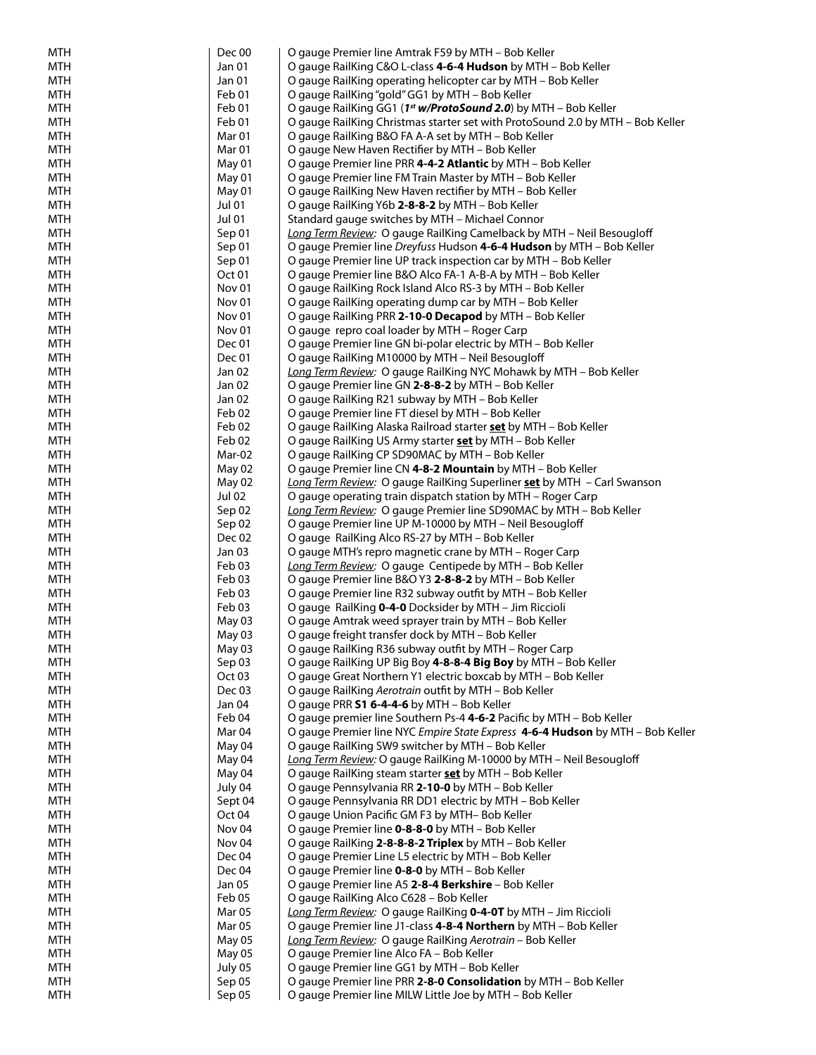| | | |
|---|---|---|
| MTH | Dec 00 | O gauge Premier line Amtrak F59 by MTH – Bob Keller |
| MTH | Jan 01 | O gauge RailKing C&O L-class **4-6-4 Hudson** by MTH – Bob Keller |
| MTH | Jan 01 | O gauge RailKing operating helicopter car by MTH – Bob Keller |
| MTH | Feb 01 | O gauge RailKing "gold" GG1 by MTH – Bob Keller |
| MTH | Feb 01 | O gauge RailKing GG1 (***1st w/ProtoSound 2.0***) by MTH – Bob Keller |
| MTH | Feb 01 | O gauge RailKing Christmas starter set with ProtoSound 2.0 by MTH – Bob Keller |
| MTH | Mar 01 | O gauge RailKing B&O FA A-A set by MTH – Bob Keller |
| MTH | Mar 01 | O gauge New Haven Rectifier by MTH – Bob Keller |
| MTH | May 01 | O gauge Premier line PRR **4-4-2 Atlantic** by MTH – Bob Keller |
| MTH | May 01 | O gauge Premier line FM Train Master by MTH – Bob Keller |
| MTH | May 01 | O gauge RailKing New Haven rectifier by MTH – Bob Keller |
| MTH | Jul 01 | O gauge RailKing Y6b **2-8-8-2** by MTH – Bob Keller |
| MTH | Jul 01 | Standard gauge switches by MTH – Michael Connor |
| MTH | Sep 01 | *Long Term Review:* O gauge RailKing Camelback by MTH – Neil Besougloff |
| MTH | Sep 01 | O gauge Premier line *Dreyfuss* Hudson **4-6-4 Hudson** by MTH – Bob Keller |
| MTH | Sep 01 | O gauge Premier line UP track inspection car by MTH – Bob Keller |
| MTH | Oct 01 | O gauge Premier line B&O Alco FA-1 A-B-A by MTH – Bob Keller |
| MTH | Nov 01 | O gauge RailKing Rock Island Alco RS-3 by MTH – Bob Keller |
| MTH | Nov 01 | O gauge RailKing operating dump car by MTH – Bob Keller |
| MTH | Nov 01 | O gauge RailKing PRR **2-10-0 Decapod** by MTH – Bob Keller |
| MTH | Nov 01 | O gauge repro coal loader by MTH – Roger Carp |
| MTH | Dec 01 | O gauge Premier line GN bi-polar electric by MTH – Bob Keller |
| MTH | Dec 01 | O gauge RailKing M10000 by MTH – Neil Besougloff |
| MTH | Jan 02 | *Long Term Review:* O gauge RailKing NYC Mohawk by MTH – Bob Keller |
| MTH | Jan 02 | O gauge Premier line GN **2-8-8-2** by MTH – Bob Keller |
| MTH | Jan 02 | O gauge RailKing R21 subway by MTH – Bob Keller |
| MTH | Feb 02 | O gauge Premier line FT diesel by MTH – Bob Keller |
| MTH | Feb 02 | O gauge RailKing Alaska Railroad starter **set** by MTH – Bob Keller |
| MTH | Feb 02 | O gauge RailKing US Army starter **set** by MTH – Bob Keller |
| MTH | Mar-02 | O gauge RailKing CP SD90MAC by MTH – Bob Keller |
| MTH | May 02 | O gauge Premier line CN **4-8-2 Mountain** by MTH – Bob Keller |
| MTH | May 02 | *Long Term Review:* O gauge RailKing Superliner **set** by MTH – Carl Swanson |
| MTH | Jul 02 | O gauge operating train dispatch station by MTH – Roger Carp |
| MTH | Sep 02 | *Long Term Review:* O gauge Premier line SD90MAC by MTH – Bob Keller |
| MTH | Sep 02 | O gauge Premier line UP M-10000 by MTH – Neil Besougloff |
| MTH | Dec 02 | O gauge RailKing Alco RS-27 by MTH – Bob Keller |
| MTH | Jan 03 | O gauge MTH's repro magnetic crane by MTH – Roger Carp |
| MTH | Feb 03 | *Long Term Review:* O gauge Centipede by MTH – Bob Keller |
| MTH | Feb 03 | O gauge Premier line B&O Y3 **2-8-8-2** by MTH – Bob Keller |
| MTH | Feb 03 | O gauge Premier line R32 subway outfit by MTH – Bob Keller |
| MTH | Feb 03 | O gauge RailKing **0-4-0** Docksider by MTH – Jim Riccioli |
| MTH | May 03 | O gauge Amtrak weed sprayer train by MTH – Bob Keller |
| MTH | May 03 | O gauge freight transfer dock by MTH – Bob Keller |
| MTH | May 03 | O gauge RailKing R36 subway outfit by MTH – Roger Carp |
| MTH | Sep 03 | O gauge RailKing UP Big Boy **4-8-8-4 Big Boy** by MTH – Bob Keller |
| MTH | Oct 03 | O gauge Great Northern Y1 electric boxcab by MTH – Bob Keller |
| MTH | Dec 03 | O gauge RailKing *Aerotrain* outfit by MTH – Bob Keller |
| MTH | Jan 04 | O gauge PRR **S1 6-4-4-6** by MTH – Bob Keller |
| MTH | Feb 04 | O gauge premier line Southern Ps-4 **4-6-2** Pacific by MTH – Bob Keller |
| MTH | Mar 04 | O gauge Premier line NYC *Empire State Express* **4-6-4 Hudson** by MTH – Bob Keller |
| MTH | May 04 | O gauge RailKing SW9 switcher by MTH – Bob Keller |
| MTH | May 04 | *Long Term Review:* O gauge RailKing M-10000 by MTH – Neil Besougloff |
| MTH | May 04 | O gauge RailKing steam starter **set** by MTH – Bob Keller |
| MTH | July 04 | O gauge Pennsylvania RR **2-10-0** by MTH – Bob Keller |
| MTH | Sept 04 | O gauge Pennsylvania RR DD1 electric by MTH – Bob Keller |
| MTH | Oct 04 | O gauge Union Pacific GM F3 by MTH– Bob Keller |
| MTH | Nov 04 | O gauge Premier line **0-8-8-0** by MTH – Bob Keller |
| MTH | Nov 04 | O gauge RailKing **2-8-8-8-2 Triplex** by MTH – Bob Keller |
| MTH | Dec 04 | O gauge Premier Line L5 electric by MTH – Bob Keller |
| MTH | Dec 04 | O gauge Premier line **0-8-0** by MTH – Bob Keller |
| MTH | Jan 05 | O gauge Premier line A5 **2-8-4 Berkshire** – Bob Keller |
| MTH | Feb 05 | O gauge RailKing Alco C628 – Bob Keller |
| MTH | Mar 05 | *Long Term Review:* O gauge RailKing **0-4-0T** by MTH – Jim Riccioli |
| MTH | Mar 05 | O gauge Premier line J1-class **4-8-4 Northern** by MTH – Bob Keller |
| MTH | May 05 | *Long Term Review:* O gauge RailKing *Aerotrain* – Bob Keller |
| MTH | May 05 | O gauge Premier line Alco FA – Bob Keller |
| MTH | July 05 | O gauge Premier line GG1 by MTH – Bob Keller |
| MTH | Sep 05 | O gauge Premier line PRR **2-8-0 Consolidation** by MTH – Bob Keller |
| MTH | Sep 05 | O gauge Premier line MILW Little Joe by MTH – Bob Keller |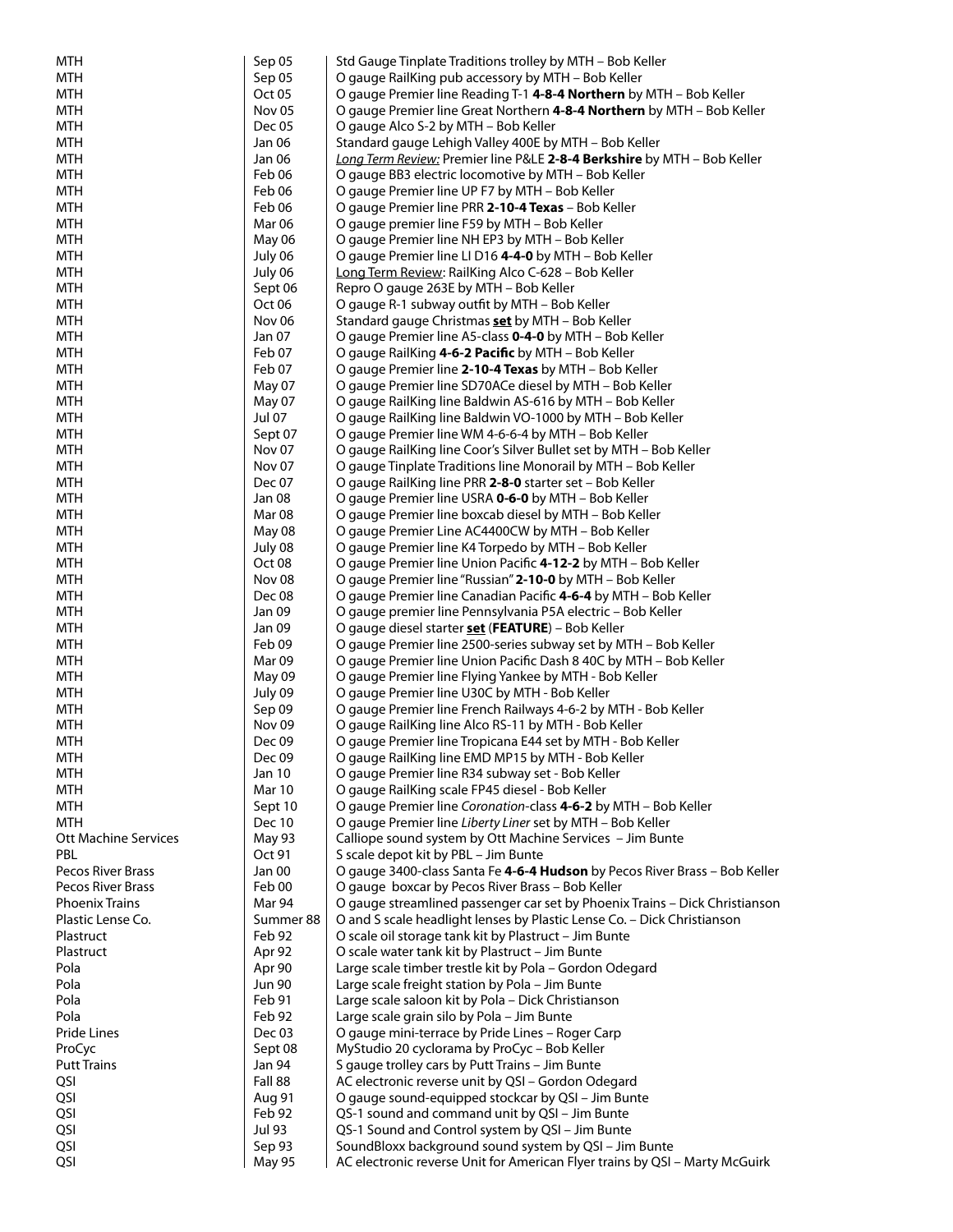| | | |
|---|---|---|
| MTH | Sep 05 | Std Gauge Tinplate Traditions trolley by MTH – Bob Keller |
| MTH | Sep 05 | O gauge RailKing pub accessory by MTH – Bob Keller |
| MTH | Oct 05 | O gauge Premier line Reading T-1 **4-8-4 Northern** by MTH – Bob Keller |
| MTH | Nov 05 | O gauge Premier line Great Northern **4-8-4 Northern** by MTH – Bob Keller |
| MTH | Dec 05 | O gauge Alco S-2 by MTH – Bob Keller |
| MTH | Jan 06 | Standard gauge Lehigh Valley 400E by MTH – Bob Keller |
| MTH | Jan 06 | *Long Term Review:* Premier line P&LE **2-8-4 Berkshire** by MTH – Bob Keller |
| MTH | Feb 06 | O gauge BB3 electric locomotive by MTH – Bob Keller |
| MTH | Feb 06 | O gauge Premier line UP F7 by MTH – Bob Keller |
| MTH | Feb 06 | O gauge Premier line PRR **2-10-4 Texas** – Bob Keller |
| MTH | Mar 06 | O gauge premier line F59 by MTH – Bob Keller |
| MTH | May 06 | O gauge Premier line NH EP3 by MTH – Bob Keller |
| MTH | July 06 | O gauge Premier line LI D16 **4-4-0** by MTH – Bob Keller |
| MTH | July 06 | Long Term Review: RailKing Alco C-628 – Bob Keller |
| MTH | Sept 06 | Repro O gauge 263E by MTH – Bob Keller |
| MTH | Oct 06 | O gauge R-1 subway outfit by MTH – Bob Keller |
| MTH | Nov 06 | Standard gauge Christmas **set** by MTH – Bob Keller |
| MTH | Jan 07 | O gauge Premier line A5-class **0-4-0** by MTH – Bob Keller |
| MTH | Feb 07 | O gauge RailKing **4-6-2 Pacific** by MTH – Bob Keller |
| MTH | Feb 07 | O gauge Premier line **2-10-4 Texas** by MTH – Bob Keller |
| MTH | May 07 | O gauge Premier line SD70ACe diesel by MTH – Bob Keller |
| MTH | May 07 | O gauge RailKing line Baldwin AS-616 by MTH – Bob Keller |
| MTH | Jul 07 | O gauge RailKing line Baldwin VO-1000 by MTH – Bob Keller |
| MTH | Sept 07 | O gauge Premier line WM 4-6-6-4 by MTH – Bob Keller |
| MTH | Nov 07 | O gauge RailKing line Coor's Silver Bullet set by MTH – Bob Keller |
| MTH | Nov 07 | O gauge Tinplate Traditions line Monorail by MTH – Bob Keller |
| MTH | Dec 07 | O gauge RailKing line PRR **2-8-0** starter set – Bob Keller |
| MTH | Jan 08 | O gauge Premier line USRA **0-6-0** by MTH – Bob Keller |
| MTH | Mar 08 | O gauge Premier line boxcab diesel by MTH – Bob Keller |
| MTH | May 08 | O gauge Premier Line AC4400CW by MTH – Bob Keller |
| MTH | July 08 | O gauge Premier line K4 Torpedo by MTH – Bob Keller |
| MTH | Oct 08 | O gauge Premier line Union Pacific **4-12-2** by MTH – Bob Keller |
| MTH | Nov 08 | O gauge Premier line "Russian" **2-10-0** by MTH – Bob Keller |
| MTH | Dec 08 | O gauge Premier line Canadian Pacific **4-6-4** by MTH – Bob Keller |
| MTH | Jan 09 | O gauge premier line Pennsylvania P5A electric – Bob Keller |
| MTH | Jan 09 | O gauge diesel starter **set** (**FEATURE**) – Bob Keller |
| MTH | Feb 09 | O gauge Premier line 2500-series subway set by MTH – Bob Keller |
| MTH | Mar 09 | O gauge Premier line Union Pacific Dash 8 40C by MTH – Bob Keller |
| MTH | May 09 | O gauge Premier line Flying Yankee by MTH - Bob Keller |
| MTH | July 09 | O gauge Premier line U30C by MTH - Bob Keller |
| MTH | Sep 09 | O gauge Premier line French Railways 4-6-2 by MTH - Bob Keller |
| MTH | Nov 09 | O gauge RailKing line Alco RS-11 by MTH - Bob Keller |
| MTH | Dec 09 | O gauge Premier line Tropicana E44 set by MTH - Bob Keller |
| MTH | Dec 09 | O gauge RailKing line EMD MP15 by MTH - Bob Keller |
| MTH | Jan 10 | O gauge Premier line R34 subway set - Bob Keller |
| MTH | Mar 10 | O gauge RailKing scale FP45 diesel - Bob Keller |
| MTH | Sept 10 | O gauge Premier line *Coronation*-class **4-6-2** by MTH – Bob Keller |
| MTH | Dec 10 | O gauge Premier line *Liberty Liner* set by MTH – Bob Keller |
| Ott Machine Services | May 93 | Calliope sound system by Ott Machine Services – Jim Bunte |
| PBL | Oct 91 | S scale depot kit by PBL – Jim Bunte |
| Pecos River Brass | Jan 00 | O gauge 3400-class Santa Fe **4-6-4 Hudson** by Pecos River Brass – Bob Keller |
| Pecos River Brass | Feb 00 | O gauge boxcar by Pecos River Brass – Bob Keller |
| Phoenix Trains | Mar 94 | O gauge streamlined passenger car set by Phoenix Trains – Dick Christianson |
| Plastic Lense Co. | Summer 88 | O and S scale headlight lenses by Plastic Lense Co. – Dick Christianson |
| Plastruct | Feb 92 | O scale oil storage tank kit by Plastruct – Jim Bunte |
| Plastruct | Apr 92 | O scale water tank kit by Plastruct – Jim Bunte |
| Pola | Apr 90 | Large scale timber trestle kit by Pola – Gordon Odegard |
| Pola | Jun 90 | Large scale freight station by Pola – Jim Bunte |
| Pola | Feb 91 | Large scale saloon kit by Pola – Dick Christianson |
| Pola | Feb 92 | Large scale grain silo by Pola – Jim Bunte |
| Pride Lines | Dec 03 | O gauge mini-terrace by Pride Lines – Roger Carp |
| ProCyc | Sept 08 | MyStudio 20 cyclorama by ProCyc – Bob Keller |
| Putt Trains | Jan 94 | S gauge trolley cars by Putt Trains – Jim Bunte |
| QSI | Fall 88 | AC electronic reverse unit by QSI – Gordon Odegard |
| QSI | Aug 91 | O gauge sound-equipped stockcar by QSI – Jim Bunte |
| QSI | Feb 92 | QS-1 sound and command unit by QSI – Jim Bunte |
| QSI | Jul 93 | QS-1 Sound and Control system by QSI – Jim Bunte |
| QSI | Sep 93 | SoundBloxx background sound system by QSI – Jim Bunte |
| QSI | May 95 | AC electronic reverse Unit for American Flyer trains by QSI – Marty McGuirk |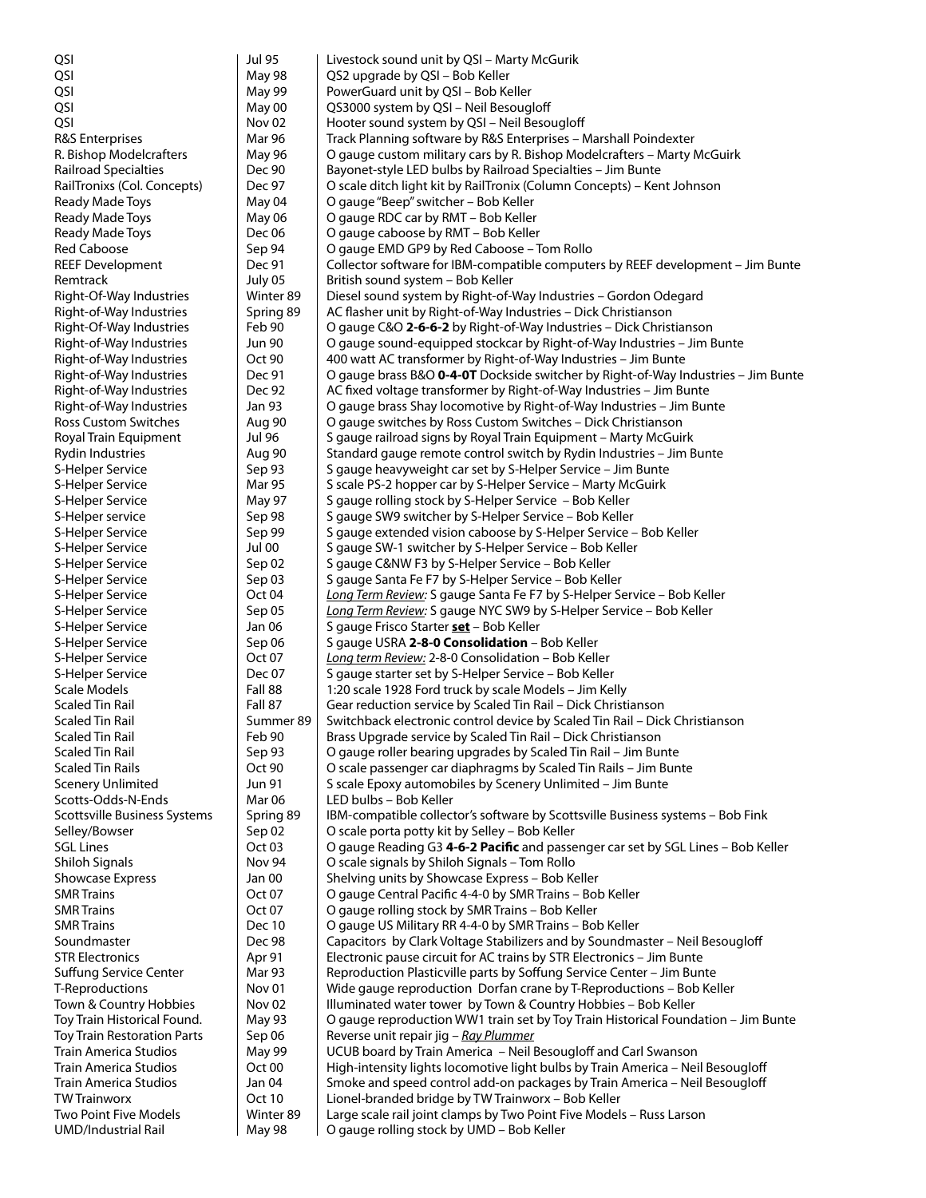| | | |
|---|---|---|
| QSI | Jul 95 | Livestock sound unit by QSI – Marty McGurik |
| QSI | May 98 | QS2 upgrade by QSI – Bob Keller |
| QSI | May 99 | PowerGuard unit by QSI – Bob Keller |
| QSI | May 00 | QS3000 system by QSI – Neil Besougloff |
| QSI | Nov 02 | Hooter sound system by QSI – Neil Besougloff |
| R&S Enterprises | Mar 96 | Track Planning software by R&S Enterprises – Marshall Poindexter |
| R. Bishop Modelcrafters | May 96 | O gauge custom military cars by R. Bishop Modelcrafters – Marty McGuirk |
| Railroad Specialties | Dec 90 | Bayonet-style LED bulbs by Railroad Specialties – Jim Bunte |
| RailTronixs (Col. Concepts) | Dec 97 | O scale ditch light kit by RailTronix (Column Concepts) – Kent Johnson |
| Ready Made Toys | May 04 | O gauge "Beep" switcher – Bob Keller |
| Ready Made Toys | May 06 | O gauge RDC car by RMT – Bob Keller |
| Ready Made Toys | Dec 06 | O gauge caboose by RMT – Bob Keller |
| Red Caboose | Sep 94 | O gauge EMD GP9 by Red Caboose – Tom Rollo |
| REEF Development | Dec 91 | Collector software for IBM-compatible computers by REEF development – Jim Bunte |
| Remtrack | July 05 | British sound system – Bob Keller |
| Right-Of-Way Industries | Winter 89 | Diesel sound system by Right-of-Way Industries – Gordon Odegard |
| Right-of-Way Industries | Spring 89 | AC flasher unit by Right-of-Way Industries – Dick Christianson |
| Right-Of-Way Industries | Feb 90 | O gauge C&O **2-6-6-2** by Right-of-Way Industries – Dick Christianson |
| Right-of-Way Industries | Jun 90 | O gauge sound-equipped stockcar by Right-of-Way Industries – Jim Bunte |
| Right-of-Way Industries | Oct 90 | 400 watt AC transformer by Right-of-Way Industries – Jim Bunte |
| Right-of-Way Industries | Dec 91 | O gauge brass B&O **0-4-0T** Dockside switcher by Right-of-Way Industries – Jim Bunte |
| Right-of-Way Industries | Dec 92 | AC fixed voltage transformer by Right-of-Way Industries – Jim Bunte |
| Right-of-Way Industries | Jan 93 | O gauge brass Shay locomotive by Right-of-Way Industries – Jim Bunte |
| Ross Custom Switches | Aug 90 | O gauge switches by Ross Custom Switches – Dick Christianson |
| Royal Train Equipment | Jul 96 | S gauge railroad signs by Royal Train Equipment – Marty McGuirk |
| Rydin Industries | Aug 90 | Standard gauge remote control switch by Rydin Industries – Jim Bunte |
| S-Helper Service | Sep 93 | S gauge heavyweight car set by S-Helper Service – Jim Bunte |
| S-Helper Service | Mar 95 | S scale PS-2 hopper car by S-Helper Service – Marty McGuirk |
| S-Helper Service | May 97 | S gauge rolling stock by S-Helper Service – Bob Keller |
| S-Helper service | Sep 98 | S gauge SW9 switcher by S-Helper Service – Bob Keller |
| S-Helper Service | Sep 99 | S gauge extended vision caboose by S-Helper Service – Bob Keller |
| S-Helper Service | Jul 00 | S gauge SW-1 switcher by S-Helper Service – Bob Keller |
| S-Helper Service | Sep 02 | S gauge C&NW F3 by S-Helper Service – Bob Keller |
| S-Helper Service | Sep 03 | S gauge Santa Fe F7 by S-Helper Service – Bob Keller |
| S-Helper Service | Oct 04 | <u>*Long Term Review:*</u> S gauge Santa Fe F7 by S-Helper Service – Bob Keller |
| S-Helper Service | Sep 05 | <u>*Long Term Review:*</u> S gauge NYC SW9 by S-Helper Service – Bob Keller |
| S-Helper Service | Jan 06 | S gauge Frisco Starter <u>**set**</u> – Bob Keller |
| S-Helper Service | Sep 06 | S gauge USRA **2-8-0 Consolidation** – Bob Keller |
| S-Helper Service | Oct 07 | <u>*Long term Review:*</u> 2-8-0 Consolidation – Bob Keller |
| S-Helper Service | Dec 07 | S gauge starter set by S-Helper Service – Bob Keller |
| Scale Models | Fall 88 | 1:20 scale 1928 Ford truck by scale Models – Jim Kelly |
| Scaled Tin Rail | Fall 87 | Gear reduction service by Scaled Tin Rail – Dick Christianson |
| Scaled Tin Rail | Summer 89 | Switchback electronic control device by Scaled Tin Rail – Dick Christianson |
| Scaled Tin Rail | Feb 90 | Brass Upgrade service by Scaled Tin Rail – Dick Christianson |
| Scaled Tin Rail | Sep 93 | O gauge roller bearing upgrades by Scaled Tin Rail – Jim Bunte |
| Scaled Tin Rails | Oct 90 | O scale passenger car diaphragms by Scaled Tin Rails – Jim Bunte |
| Scenery Unlimited | Jun 91 | S scale Epoxy automobiles by Scenery Unlimited – Jim Bunte |
| Scotts-Odds-N-Ends | Mar 06 | LED bulbs – Bob Keller |
| Scottsville Business Systems | Spring 89 | IBM-compatible collector's software by Scottsville Business systems – Bob Fink |
| Selley/Bowser | Sep 02 | O scale porta potty kit by Selley – Bob Keller |
| SGL Lines | Oct 03 | O gauge Reading G3 **4-6-2 Pacific** and passenger car set by SGL Lines – Bob Keller |
| Shiloh Signals | Nov 94 | O scale signals by Shiloh Signals – Tom Rollo |
| Showcase Express | Jan 00 | Shelving units by Showcase Express – Bob Keller |
| SMR Trains | Oct 07 | O gauge Central Pacific 4-4-0 by SMR Trains – Bob Keller |
| SMR Trains | Oct 07 | O gauge rolling stock by SMR Trains – Bob Keller |
| SMR Trains | Dec 10 | O gauge US Military RR 4-4-0 by SMR Trains – Bob Keller |
| Soundmaster | Dec 98 | Capacitors by Clark Voltage Stabilizers and by Soundmaster – Neil Besougloff |
| STR Electronics | Apr 91 | Electronic pause circuit for AC trains by STR Electronics – Jim Bunte |
| Suffung Service Center | Mar 93 | Reproduction Plasticville parts by Soffung Service Center – Jim Bunte |
| T-Reproductions | Nov 01 | Wide gauge reproduction Dorfan crane by T-Reproductions – Bob Keller |
| Town & Country Hobbies | Nov 02 | Illuminated water tower by Town & Country Hobbies – Bob Keller |
| Toy Train Historical Found. | May 93 | O gauge reproduction WW1 train set by Toy Train Historical Foundation – Jim Bunte |
| Toy Train Restoration Parts | Sep 06 | Reverse unit repair jig – <u>*Ray Plummer*</u> |
| Train America Studios | May 99 | UCUB board by Train America – Neil Besougloff and Carl Swanson |
| Train America Studios | Oct 00 | High-intensity lights locomotive light bulbs by Train America – Neil Besougloff |
| Train America Studios | Jan 04 | Smoke and speed control add-on packages by Train America – Neil Besougloff |
| TW Trainworx | Oct 10 | Lionel-branded bridge by TW Trainworx – Bob Keller |
| Two Point Five Models | Winter 89 | Large scale rail joint clamps by Two Point Five Models – Russ Larson |
| UMD/Industrial Rail | May 98 | O gauge rolling stock by UMD – Bob Keller |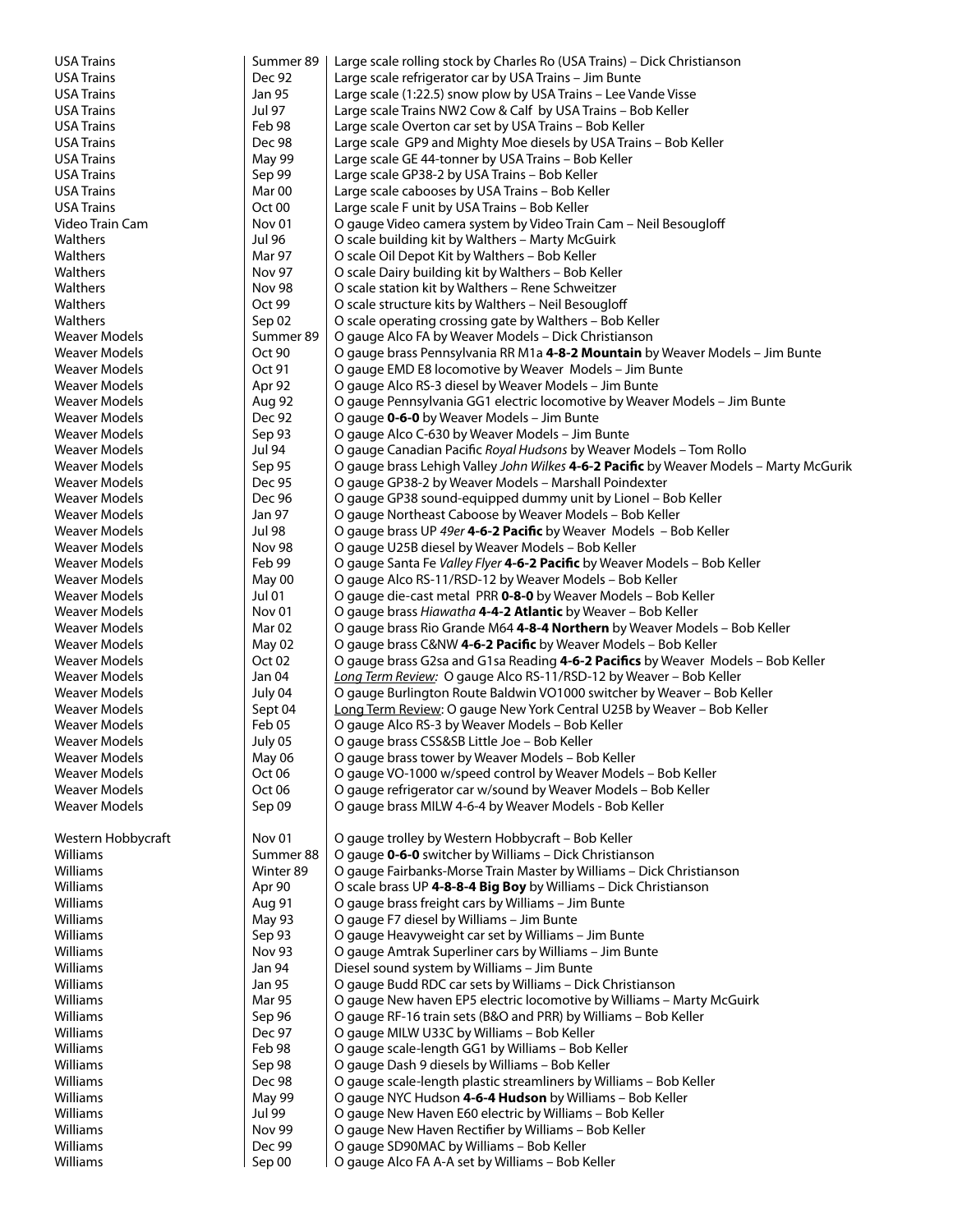| | | |
|---|---|---|
| USA Trains | Summer 89 | Large scale rolling stock by Charles Ro (USA Trains) – Dick Christianson |
| USA Trains | Dec 92 | Large scale refrigerator car by USA Trains – Jim Bunte |
| USA Trains | Jan 95 | Large scale (1:22.5) snow plow by USA Trains – Lee Vande Visse |
| USA Trains | Jul 97 | Large scale Trains NW2 Cow & Calf by USA Trains – Bob Keller |
| USA Trains | Feb 98 | Large scale Overton car set by USA Trains – Bob Keller |
| USA Trains | Dec 98 | Large scale GP9 and Mighty Moe diesels by USA Trains – Bob Keller |
| USA Trains | May 99 | Large scale GE 44-tonner by USA Trains – Bob Keller |
| USA Trains | Sep 99 | Large scale GP38-2 by USA Trains – Bob Keller |
| USA Trains | Mar 00 | Large scale cabooses by USA Trains – Bob Keller |
| USA Trains | Oct 00 | Large scale F unit by USA Trains – Bob Keller |
| Video Train Cam | Nov 01 | O gauge Video camera system by Video Train Cam – Neil Besougloff |
| Walthers | Jul 96 | O scale building kit by Walthers – Marty McGuirk |
| Walthers | Mar 97 | O scale Oil Depot Kit by Walthers – Bob Keller |
| Walthers | Nov 97 | O scale Dairy building kit by Walthers – Bob Keller |
| Walthers | Nov 98 | O scale station kit by Walthers – Rene Schweitzer |
| Walthers | Oct 99 | O scale structure kits by Walthers – Neil Besougloff |
| Walthers | Sep 02 | O scale operating crossing gate by Walthers – Bob Keller |
| Weaver Models | Summer 89 | O gauge Alco FA by Weaver Models – Dick Christianson |
| Weaver Models | Oct 90 | O gauge brass Pennsylvania RR M1a **4-8-2 Mountain** by Weaver Models – Jim Bunte |
| Weaver Models | Oct 91 | O gauge EMD E8 locomotive by Weaver Models – Jim Bunte |
| Weaver Models | Apr 92 | O gauge Alco RS-3 diesel by Weaver Models – Jim Bunte |
| Weaver Models | Aug 92 | O gauge Pennsylvania GG1 electric locomotive by Weaver Models – Jim Bunte |
| Weaver Models | Dec 92 | O gauge **0-6-0** by Weaver Models – Jim Bunte |
| Weaver Models | Sep 93 | O gauge Alco C-630 by Weaver Models – Jim Bunte |
| Weaver Models | Jul 94 | O gauge Canadian Pacific *Royal Hudsons* by Weaver Models – Tom Rollo |
| Weaver Models | Sep 95 | O gauge brass Lehigh Valley *John Wilkes* **4-6-2 Pacific** by Weaver Models – Marty McGurik |
| Weaver Models | Dec 95 | O gauge GP38-2 by Weaver Models – Marshall Poindexter |
| Weaver Models | Dec 96 | O gauge GP38 sound-equipped dummy unit by Lionel – Bob Keller |
| Weaver Models | Jan 97 | O gauge Northeast Caboose by Weaver Models – Bob Keller |
| Weaver Models | Jul 98 | O gauge brass UP *49er* **4-6-2 Pacific** by Weaver Models – Bob Keller |
| Weaver Models | Nov 98 | O gauge U25B diesel by Weaver Models – Bob Keller |
| Weaver Models | Feb 99 | O gauge Santa Fe *Valley Flyer* **4-6-2 Pacific** by Weaver Models – Bob Keller |
| Weaver Models | May 00 | O gauge Alco RS-11/RSD-12 by Weaver Models – Bob Keller |
| Weaver Models | Jul 01 | O gauge die-cast metal PRR **0-8-0** by Weaver Models – Bob Keller |
| Weaver Models | Nov 01 | O gauge brass *Hiawatha* **4-4-2 Atlantic** by Weaver – Bob Keller |
| Weaver Models | Mar 02 | O gauge brass Rio Grande M64 **4-8-4 Northern** by Weaver Models – Bob Keller |
| Weaver Models | May 02 | O gauge brass C&NW **4-6-2 Pacific** by Weaver Models – Bob Keller |
| Weaver Models | Oct 02 | O gauge brass G2sa and G1sa Reading **4-6-2 Pacifics** by Weaver Models – Bob Keller |
| Weaver Models | Jan 04 | *Long Term Review:* O gauge Alco RS-11/RSD-12 by Weaver – Bob Keller |
| Weaver Models | July 04 | O gauge Burlington Route Baldwin VO1000 switcher by Weaver – Bob Keller |
| Weaver Models | Sept 04 | Long Term Review: O gauge New York Central U25B by Weaver – Bob Keller |
| Weaver Models | Feb 05 | O gauge Alco RS-3 by Weaver Models – Bob Keller |
| Weaver Models | July 05 | O gauge brass CSS&SB Little Joe – Bob Keller |
| Weaver Models | May 06 | O gauge brass tower by Weaver Models – Bob Keller |
| Weaver Models | Oct 06 | O gauge VO-1000 w/speed control by Weaver Models – Bob Keller |
| Weaver Models | Oct 06 | O gauge refrigerator car w/sound by Weaver Models – Bob Keller |
| Weaver Models | Sep 09 | O gauge brass MILW 4-6-4 by Weaver Models - Bob Keller |
| Western Hobbycraft | Nov 01 | O gauge trolley by Western Hobbycraft – Bob Keller |
| Williams | Summer 88 | O gauge **0-6-0** switcher by Williams – Dick Christianson |
| Williams | Winter 89 | O gauge Fairbanks-Morse Train Master by Williams – Dick Christianson |
| Williams | Apr 90 | O scale brass UP **4-8-8-4 Big Boy** by Williams – Dick Christianson |
| Williams | Aug 91 | O gauge brass freight cars by Williams – Jim Bunte |
| Williams | May 93 | O gauge F7 diesel by Williams – Jim Bunte |
| Williams | Sep 93 | O gauge Heavyweight car set by Williams – Jim Bunte |
| Williams | Nov 93 | O gauge Amtrak Superliner cars by Williams – Jim Bunte |
| Williams | Jan 94 | Diesel sound system by Williams – Jim Bunte |
| Williams | Jan 95 | O gauge Budd RDC car sets by Williams – Dick Christianson |
| Williams | Mar 95 | O gauge New haven EP5 electric locomotive by Williams – Marty McGuirk |
| Williams | Sep 96 | O gauge RF-16 train sets (B&O and PRR) by Williams – Bob Keller |
| Williams | Dec 97 | O gauge MILW U33C by Williams – Bob Keller |
| Williams | Feb 98 | O gauge scale-length GG1 by Williams – Bob Keller |
| Williams | Sep 98 | O gauge Dash 9 diesels by Williams – Bob Keller |
| Williams | Dec 98 | O gauge scale-length plastic streamliners by Williams – Bob Keller |
| Williams | May 99 | O gauge NYC Hudson **4-6-4 Hudson** by Williams – Bob Keller |
| Williams | Jul 99 | O gauge New Haven E60 electric by Williams – Bob Keller |
| Williams | Nov 99 | O gauge New Haven Rectifier by Williams – Bob Keller |
| Williams | Dec 99 | O gauge SD90MAC by Williams – Bob Keller |
| Williams | Sep 00 | O gauge Alco FA A-A set by Williams – Bob Keller |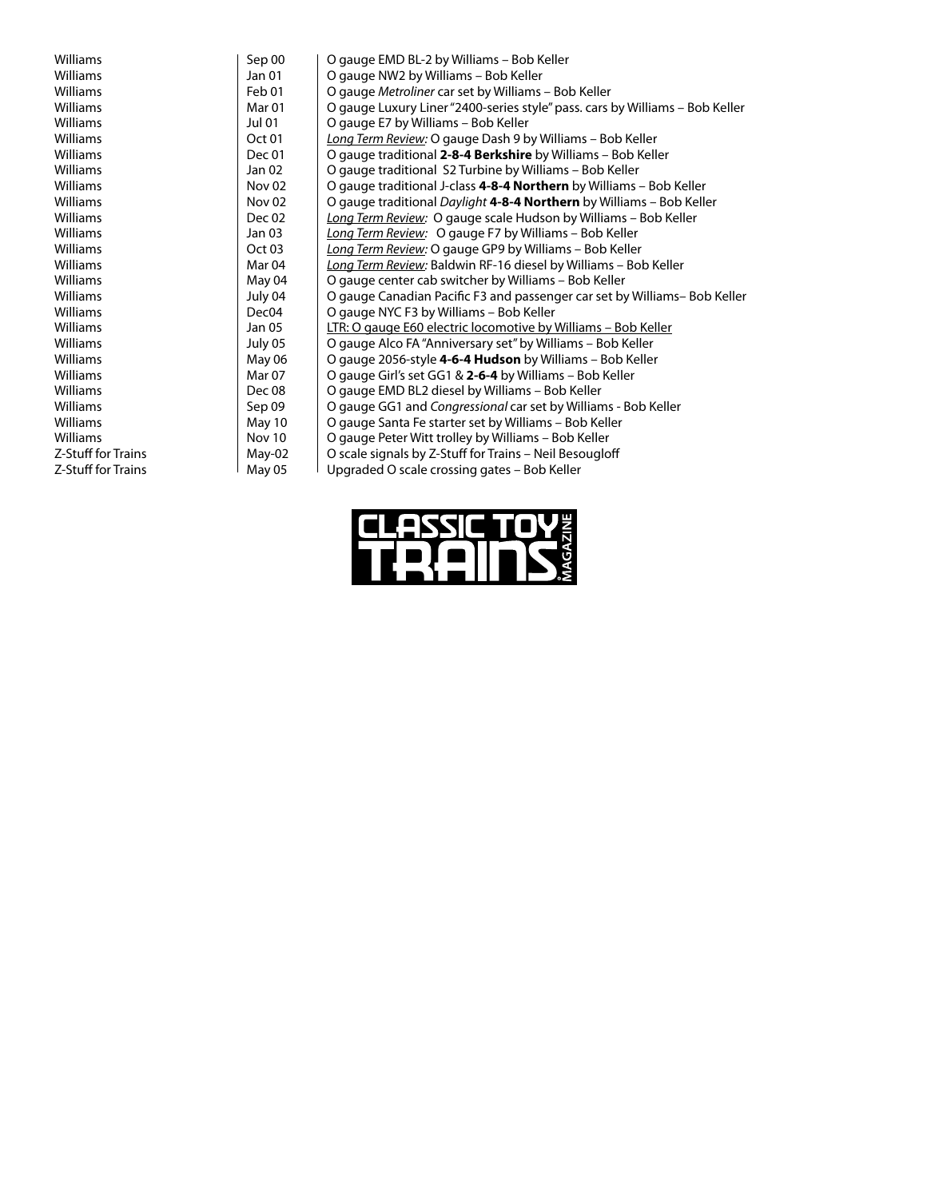| | | |
|---|---|---|
| Williams | Sep 00 | O gauge EMD BL-2 by Williams – Bob Keller |
| Williams | Jan 01 | O gauge NW2 by Williams – Bob Keller |
| Williams | Feb 01 | O gauge *Metroliner* car set by Williams – Bob Keller |
| Williams | Mar 01 | O gauge Luxury Liner "2400-series style" pass. cars by Williams – Bob Keller |
| Williams | Jul 01 | O gauge E7 by Williams – Bob Keller |
| Williams | Oct 01 | *Long Term Review:* O gauge Dash 9 by Williams – Bob Keller |
| Williams | Dec 01 | O gauge traditional **2-8-4 Berkshire** by Williams – Bob Keller |
| Williams | Jan 02 | O gauge traditional S2 Turbine by Williams – Bob Keller |
| Williams | Nov 02 | O gauge traditional J-class **4-8-4 Northern** by Williams – Bob Keller |
| Williams | Nov 02 | O gauge traditional *Daylight* **4-8-4 Northern** by Williams – Bob Keller |
| Williams | Dec 02 | *Long Term Review:* O gauge scale Hudson by Williams – Bob Keller |
| Williams | Jan 03 | *Long Term Review:* O gauge F7 by Williams – Bob Keller |
| Williams | Oct 03 | *Long Term Review:* O gauge GP9 by Williams – Bob Keller |
| Williams | Mar 04 | *Long Term Review:* Baldwin RF-16 diesel by Williams – Bob Keller |
| Williams | May 04 | O gauge center cab switcher by Williams – Bob Keller |
| Williams | July 04 | O gauge Canadian Pacific F3 and passenger car set by Williams– Bob Keller |
| Williams | Dec04 | O gauge NYC F3 by Williams – Bob Keller |
| Williams | Jan 05 | LTR: O gauge E60 electric locomotive by Williams – Bob Keller |
| Williams | July 05 | O gauge Alco FA "Anniversary set" by Williams – Bob Keller |
| Williams | May 06 | O gauge 2056-style **4-6-4 Hudson** by Williams – Bob Keller |
| Williams | Mar 07 | O gauge Girl's set GG1 & **2-6-4** by Williams – Bob Keller |
| Williams | Dec 08 | O gauge EMD BL2 diesel by Williams – Bob Keller |
| Williams | Sep 09 | O gauge GG1 and *Congressional* car set by Williams - Bob Keller |
| Williams | May 10 | O gauge Santa Fe starter set by Williams – Bob Keller |
| Williams | Nov 10 | O gauge Peter Witt trolley by Williams – Bob Keller |
| Z-Stuff for Trains | May-02 | O scale signals by Z-Stuff for Trains – Neil Besougloff |
| Z-Stuff for Trains | May 05 | Upgraded O scale crossing gates – Bob Keller |

CLASSIC TOY TRAINS MAGAZINE